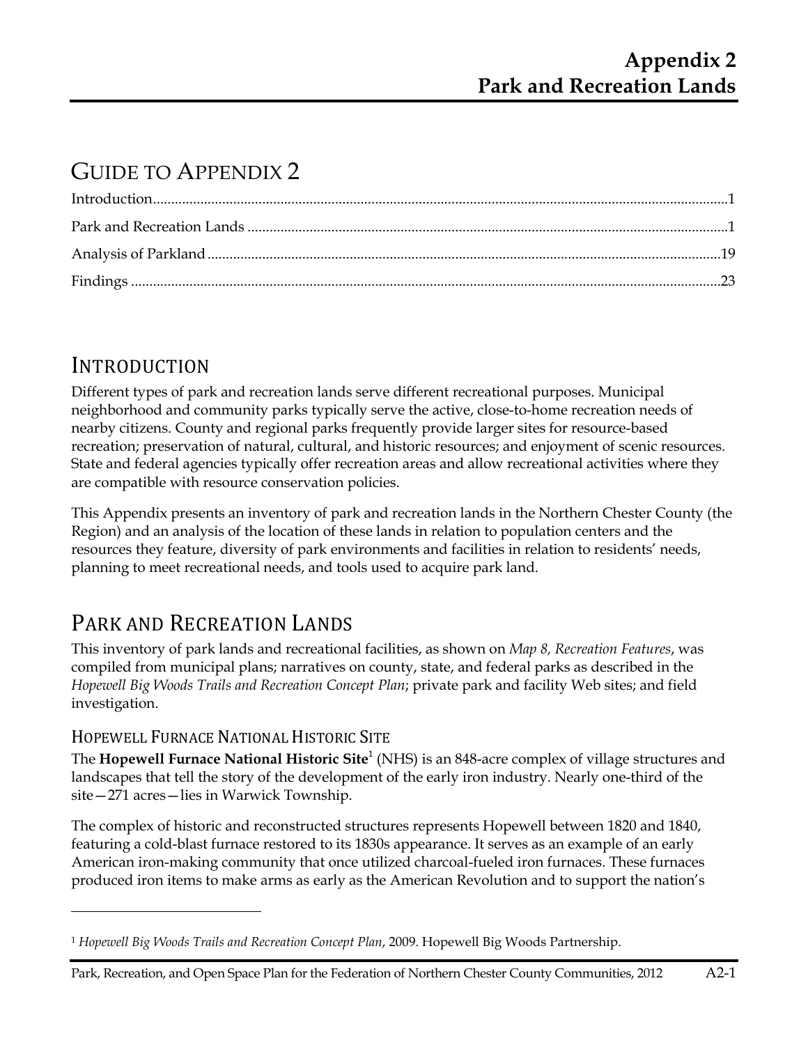# Appendix 2
# Park and Recreation Lands

## GUIDE TO APPENDIX 2

Introduction....1

Park and Recreation Lands....1

Analysis of Parkland....19

Findings....23

## INTRODUCTION

Different types of park and recreation lands serve different recreational purposes. Municipal neighborhood and community parks typically serve the active, close-to-home recreation needs of nearby citizens. County and regional parks frequently provide larger sites for resource-based recreation; preservation of natural, cultural, and historic resources; and enjoyment of scenic resources. State and federal agencies typically offer recreation areas and allow recreational activities where they are compatible with resource conservation policies.

This Appendix presents an inventory of park and recreation lands in the Northern Chester County (the Region) and an analysis of the location of these lands in relation to population centers and the resources they feature, diversity of park environments and facilities in relation to residents' needs, planning to meet recreational needs, and tools used to acquire park land.

## PARK AND RECREATION LANDS

This inventory of park lands and recreational facilities, as shown on *Map 8, Recreation Features*, was compiled from municipal plans; narratives on county, state, and federal parks as described in the *Hopewell Big Woods Trails and Recreation Concept Plan*; private park and facility Web sites; and field investigation.

### HOPEWELL FURNACE NATIONAL HISTORIC SITE

The **Hopewell Furnace National Historic Site**[1] (NHS) is an 848-acre complex of village structures and landscapes that tell the story of the development of the early iron industry. Nearly one-third of the site—271 acres—lies in Warwick Township.

The complex of historic and reconstructed structures represents Hopewell between 1820 and 1840, featuring a cold-blast furnace restored to its 1830s appearance. It serves as an example of an early American iron-making community that once utilized charcoal-fueled iron furnaces. These furnaces produced iron items to make arms as early as the American Revolution and to support the nation's

[1] *Hopewell Big Woods Trails and Recreation Concept Plan*, 2009. Hopewell Big Woods Partnership.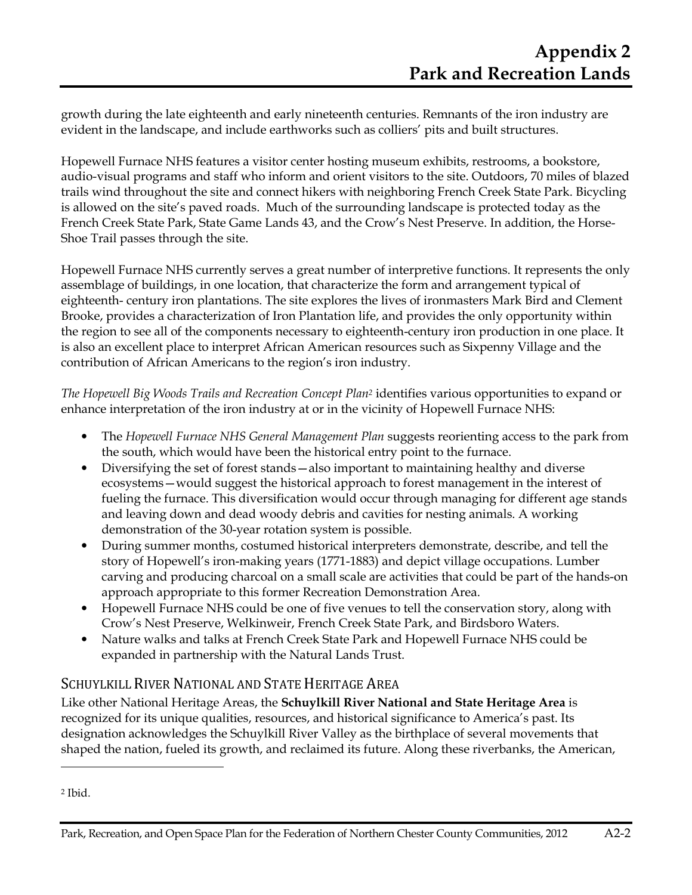growth during the late eighteenth and early nineteenth centuries. Remnants of the iron industry are evident in the landscape, and include earthworks such as colliers' pits and built structures.

Hopewell Furnace NHS features a visitor center hosting museum exhibits, restrooms, a bookstore, audio-visual programs and staff who inform and orient visitors to the site. Outdoors, 70 miles of blazed trails wind throughout the site and connect hikers with neighboring French Creek State Park. Bicycling is allowed on the site's paved roads. Much of the surrounding landscape is protected today as the French Creek State Park, State Game Lands 43, and the Crow's Nest Preserve. In addition, the Horse-Shoe Trail passes through the site.

Hopewell Furnace NHS currently serves a great number of interpretive functions. It represents the only assemblage of buildings, in one location, that characterize the form and arrangement typical of eighteenth- century iron plantations. The site explores the lives of ironmasters Mark Bird and Clement Brooke, provides a characterization of Iron Plantation life, and provides the only opportunity within the region to see all of the components necessary to eighteenth-century iron production in one place. It is also an excellent place to interpret African American resources such as Sixpenny Village and the contribution of African Americans to the region's iron industry.

*The Hopewell Big Woods Trails and Recreation Concept Plan*[2] identifies various opportunities to expand or enhance interpretation of the iron industry at or in the vicinity of Hopewell Furnace NHS:

- The *Hopewell Furnace NHS General Management Plan* suggests reorienting access to the park from the south, which would have been the historical entry point to the furnace.
- Diversifying the set of forest stands—also important to maintaining healthy and diverse ecosystems—would suggest the historical approach to forest management in the interest of fueling the furnace. This diversification would occur through managing for different age stands and leaving down and dead woody debris and cavities for nesting animals. A working demonstration of the 30-year rotation system is possible.
- During summer months, costumed historical interpreters demonstrate, describe, and tell the story of Hopewell's iron-making years (1771-1883) and depict village occupations. Lumber carving and producing charcoal on a small scale are activities that could be part of the hands-on approach appropriate to this former Recreation Demonstration Area.
- Hopewell Furnace NHS could be one of five venues to tell the conservation story, along with Crow's Nest Preserve, Welkinweir, French Creek State Park, and Birdsboro Waters.
- Nature walks and talks at French Creek State Park and Hopewell Furnace NHS could be expanded in partnership with the Natural Lands Trust.

## Schuylkill River National and State Heritage Area

Like other National Heritage Areas, the **Schuylkill River National and State Heritage Area** is recognized for its unique qualities, resources, and historical significance to America's past. Its designation acknowledges the Schuylkill River Valley as the birthplace of several movements that shaped the nation, fueled its growth, and reclaimed its future. Along these riverbanks, the American,

---

[2] Ibid.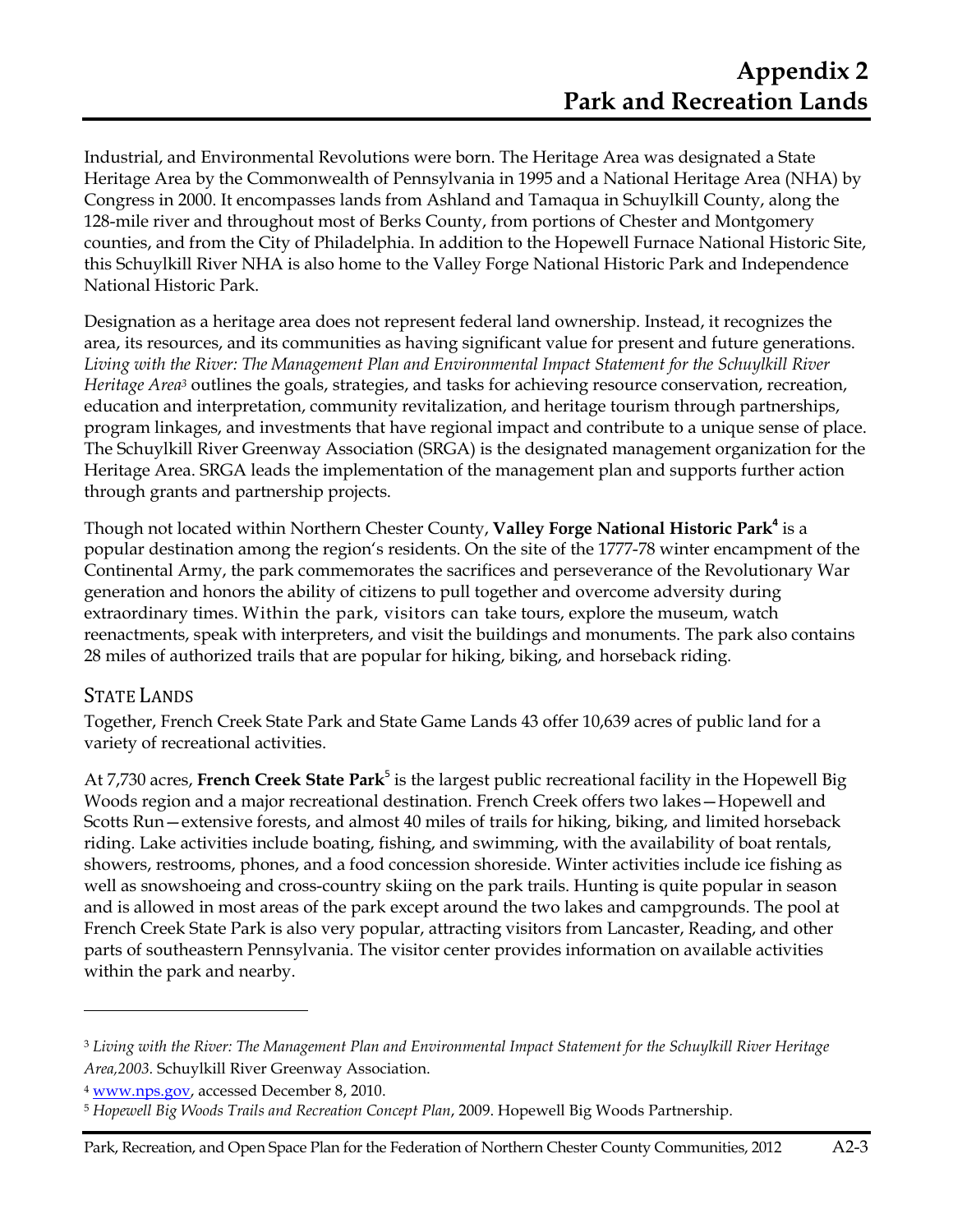Industrial, and Environmental Revolutions were born. The Heritage Area was designated a State Heritage Area by the Commonwealth of Pennsylvania in 1995 and a National Heritage Area (NHA) by Congress in 2000. It encompasses lands from Ashland and Tamaqua in Schuylkill County, along the 128-mile river and throughout most of Berks County, from portions of Chester and Montgomery counties, and from the City of Philadelphia. In addition to the Hopewell Furnace National Historic Site, this Schuylkill River NHA is also home to the Valley Forge National Historic Park and Independence National Historic Park.

Designation as a heritage area does not represent federal land ownership. Instead, it recognizes the area, its resources, and its communities as having significant value for present and future generations. *Living with the River: The Management Plan and Environmental Impact Statement for the Schuylkill River Heritage Area*[3] outlines the goals, strategies, and tasks for achieving resource conservation, recreation, education and interpretation, community revitalization, and heritage tourism through partnerships, program linkages, and investments that have regional impact and contribute to a unique sense of place. The Schuylkill River Greenway Association (SRGA) is the designated management organization for the Heritage Area. SRGA leads the implementation of the management plan and supports further action through grants and partnership projects.

Though not located within Northern Chester County, **Valley Forge National Historic Park**[4] is a popular destination among the region's residents. On the site of the 1777-78 winter encampment of the Continental Army, the park commemorates the sacrifices and perseverance of the Revolutionary War generation and honors the ability of citizens to pull together and overcome adversity during extraordinary times. Within the park, visitors can take tours, explore the museum, watch reenactments, speak with interpreters, and visit the buildings and monuments. The park also contains 28 miles of authorized trails that are popular for hiking, biking, and horseback riding.

## State Lands

Together, French Creek State Park and State Game Lands 43 offer 10,639 acres of public land for a variety of recreational activities.

At 7,730 acres, **French Creek State Park**[5] is the largest public recreational facility in the Hopewell Big Woods region and a major recreational destination. French Creek offers two lakes—Hopewell and Scotts Run—extensive forests, and almost 40 miles of trails for hiking, biking, and limited horseback riding. Lake activities include boating, fishing, and swimming, with the availability of boat rentals, showers, restrooms, phones, and a food concession shoreside. Winter activities include ice fishing as well as snowshoeing and cross-country skiing on the park trails. Hunting is quite popular in season and is allowed in most areas of the park except around the two lakes and campgrounds. The pool at French Creek State Park is also very popular, attracting visitors from Lancaster, Reading, and other parts of southeastern Pennsylvania. The visitor center provides information on available activities within the park and nearby.

---

[3] *Living with the River: The Management Plan and Environmental Impact Statement for the Schuylkill River Heritage Area,2003.* Schuylkill River Greenway Association.

[4] www.nps.gov, accessed December 8, 2010.

[5] *Hopewell Big Woods Trails and Recreation Concept Plan*, 2009. Hopewell Big Woods Partnership.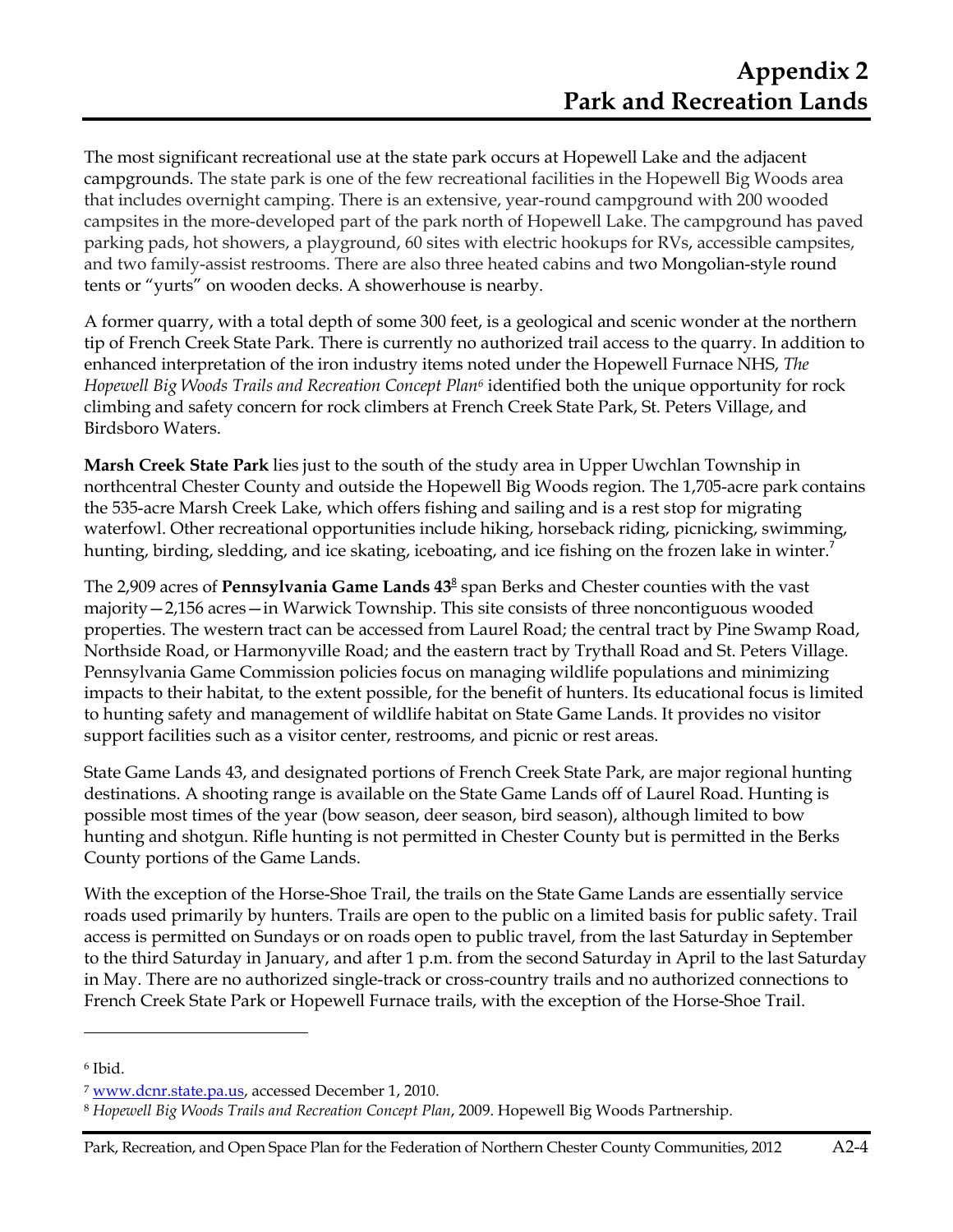The most significant recreational use at the state park occurs at Hopewell Lake and the adjacent campgrounds. The state park is one of the few recreational facilities in the Hopewell Big Woods area that includes overnight camping. There is an extensive, year-round campground with 200 wooded campsites in the more-developed part of the park north of Hopewell Lake. The campground has paved parking pads, hot showers, a playground, 60 sites with electric hookups for RVs, accessible campsites, and two family-assist restrooms. There are also three heated cabins and two Mongolian-style round tents or "yurts" on wooden decks. A showerhouse is nearby.

A former quarry, with a total depth of some 300 feet, is a geological and scenic wonder at the northern tip of French Creek State Park. There is currently no authorized trail access to the quarry. In addition to enhanced interpretation of the iron industry items noted under the Hopewell Furnace NHS, *The Hopewell Big Woods Trails and Recreation Concept Plan*[6] identified both the unique opportunity for rock climbing and safety concern for rock climbers at French Creek State Park, St. Peters Village, and Birdsboro Waters.

**Marsh Creek State Park** lies just to the south of the study area in Upper Uwchlan Township in northcentral Chester County and outside the Hopewell Big Woods region. The 1,705-acre park contains the 535-acre Marsh Creek Lake, which offers fishing and sailing and is a rest stop for migrating waterfowl. Other recreational opportunities include hiking, horseback riding, picnicking, swimming, hunting, birding, sledding, and ice skating, iceboating, and ice fishing on the frozen lake in winter.[7]

The 2,909 acres of **Pennsylvania Game Lands 43**[8] span Berks and Chester counties with the vast majority—2,156 acres—in Warwick Township. This site consists of three noncontiguous wooded properties. The western tract can be accessed from Laurel Road; the central tract by Pine Swamp Road, Northside Road, or Harmonyville Road; and the eastern tract by Trythall Road and St. Peters Village. Pennsylvania Game Commission policies focus on managing wildlife populations and minimizing impacts to their habitat, to the extent possible, for the benefit of hunters. Its educational focus is limited to hunting safety and management of wildlife habitat on State Game Lands. It provides no visitor support facilities such as a visitor center, restrooms, and picnic or rest areas.

State Game Lands 43, and designated portions of French Creek State Park, are major regional hunting destinations. A shooting range is available on the State Game Lands off of Laurel Road. Hunting is possible most times of the year (bow season, deer season, bird season), although limited to bow hunting and shotgun. Rifle hunting is not permitted in Chester County but is permitted in the Berks County portions of the Game Lands.

With the exception of the Horse-Shoe Trail, the trails on the State Game Lands are essentially service roads used primarily by hunters. Trails are open to the public on a limited basis for public safety. Trail access is permitted on Sundays or on roads open to public travel, from the last Saturday in September to the third Saturday in January, and after 1 p.m. from the second Saturday in April to the last Saturday in May. There are no authorized single-track or cross-country trails and no authorized connections to French Creek State Park or Hopewell Furnace trails, with the exception of the Horse-Shoe Trail.

---

[6] Ibid.

[7] www.dcnr.state.pa.us, accessed December 1, 2010.

[8] *Hopewell Big Woods Trails and Recreation Concept Plan*, 2009. Hopewell Big Woods Partnership.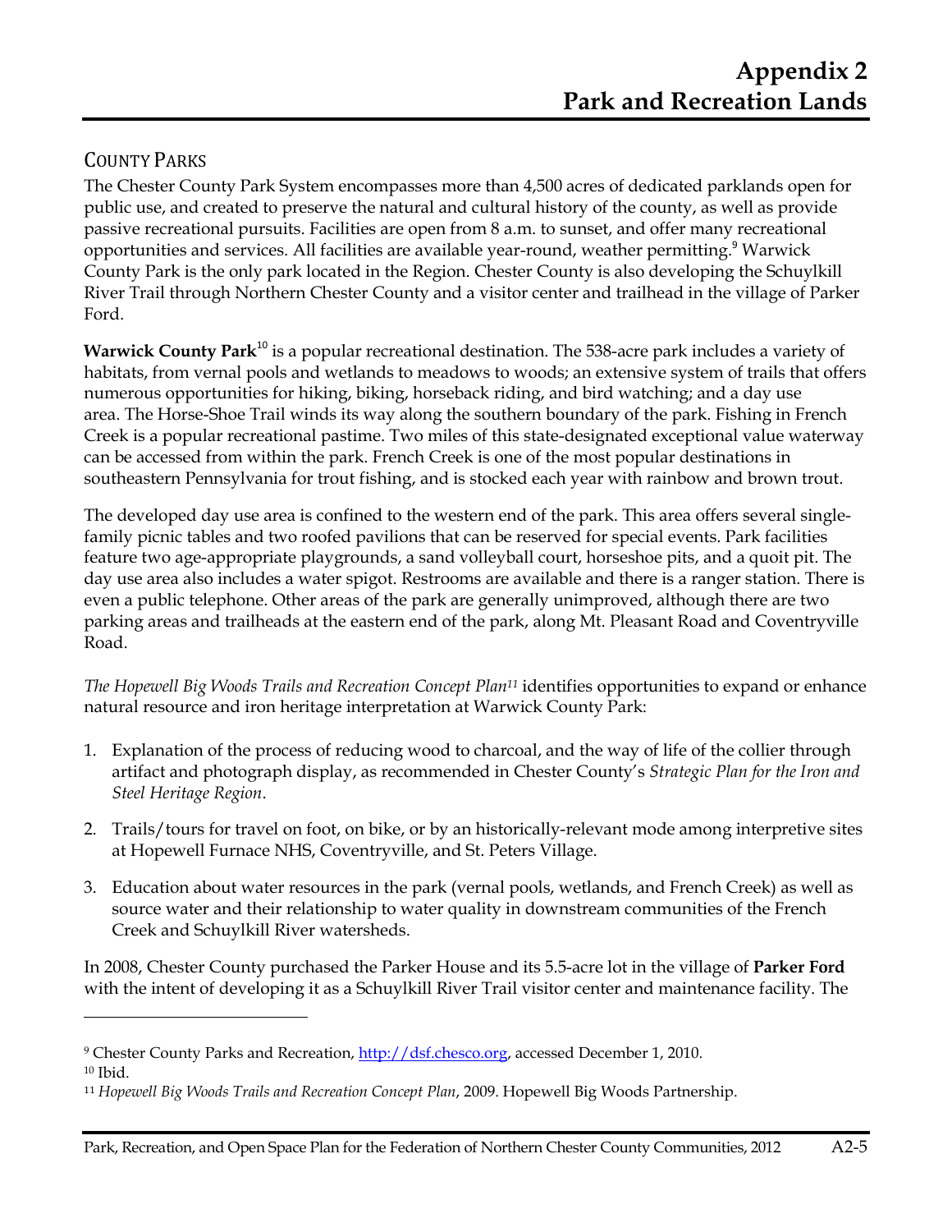# Appendix 2
# Park and Recreation Lands

## County Parks

The Chester County Park System encompasses more than 4,500 acres of dedicated parklands open for public use, and created to preserve the natural and cultural history of the county, as well as provide passive recreational pursuits. Facilities are open from 8 a.m. to sunset, and offer many recreational opportunities and services. All facilities are available year-round, weather permitting.[9] Warwick County Park is the only park located in the Region. Chester County is also developing the Schuylkill River Trail through Northern Chester County and a visitor center and trailhead in the village of Parker Ford.

**Warwick County Park**[10] is a popular recreational destination. The 538-acre park includes a variety of habitats, from vernal pools and wetlands to meadows to woods; an extensive system of trails that offers numerous opportunities for hiking, biking, horseback riding, and bird watching; and a day use area. The Horse-Shoe Trail winds its way along the southern boundary of the park. Fishing in French Creek is a popular recreational pastime. Two miles of this state-designated exceptional value waterway can be accessed from within the park. French Creek is one of the most popular destinations in southeastern Pennsylvania for trout fishing, and is stocked each year with rainbow and brown trout.

The developed day use area is confined to the western end of the park. This area offers several single-family picnic tables and two roofed pavilions that can be reserved for special events. Park facilities feature two age-appropriate playgrounds, a sand volleyball court, horseshoe pits, and a quoit pit. The day use area also includes a water spigot. Restrooms are available and there is a ranger station. There is even a public telephone. Other areas of the park are generally unimproved, although there are two parking areas and trailheads at the eastern end of the park, along Mt. Pleasant Road and Coventryville Road.

*The Hopewell Big Woods Trails and Recreation Concept Plan*[11] identifies opportunities to expand or enhance natural resource and iron heritage interpretation at Warwick County Park:

1. Explanation of the process of reducing wood to charcoal, and the way of life of the collier through artifact and photograph display, as recommended in Chester County's *Strategic Plan for the Iron and Steel Heritage Region*.
2. Trails/tours for travel on foot, on bike, or by an historically-relevant mode among interpretive sites at Hopewell Furnace NHS, Coventryville, and St. Peters Village.
3. Education about water resources in the park (vernal pools, wetlands, and French Creek) as well as source water and their relationship to water quality in downstream communities of the French Creek and Schuylkill River watersheds.

In 2008, Chester County purchased the Parker House and its 5.5-acre lot in the village of **Parker Ford** with the intent of developing it as a Schuylkill River Trail visitor center and maintenance facility. The

---

[9] Chester County Parks and Recreation, http://dsf.chesco.org, accessed December 1, 2010.
[10] Ibid.
[11] *Hopewell Big Woods Trails and Recreation Concept Plan*, 2009. Hopewell Big Woods Partnership.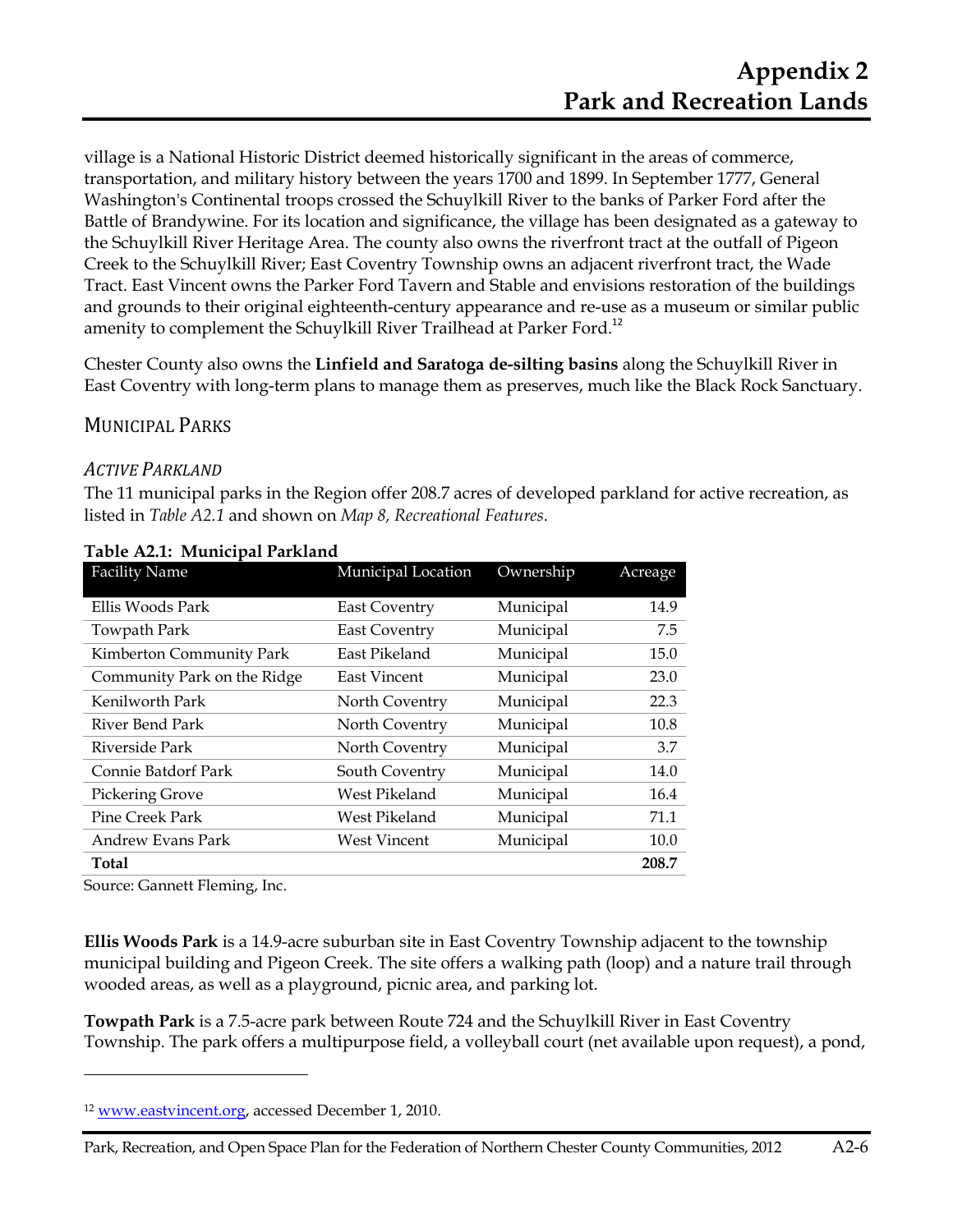village is a National Historic District deemed historically significant in the areas of commerce, transportation, and military history between the years 1700 and 1899. In September 1777, General Washington's Continental troops crossed the Schuylkill River to the banks of Parker Ford after the Battle of Brandywine. For its location and significance, the village has been designated as a gateway to the Schuylkill River Heritage Area. The county also owns the riverfront tract at the outfall of Pigeon Creek to the Schuylkill River; East Coventry Township owns an adjacent riverfront tract, the Wade Tract. East Vincent owns the Parker Ford Tavern and Stable and envisions restoration of the buildings and grounds to their original eighteenth-century appearance and re-use as a museum or similar public amenity to complement the Schuylkill River Trailhead at Parker Ford.[12]

Chester County also owns the **Linfield and Saratoga de-silting basins** along the Schuylkill River in East Coventry with long-term plans to manage them as preserves, much like the Black Rock Sanctuary.

## Municipal Parks

### *Active Parkland*

The 11 municipal parks in the Region offer 208.7 acres of developed parkland for active recreation, as listed in *Table A2.1* and shown on *Map 8, Recreational Features*.

**Table A2.1: Municipal Parkland**

| Facility Name | Municipal Location | Ownership | Acreage |
|---|---|---|---|
| Ellis Woods Park | East Coventry | Municipal | 14.9 |
| Towpath Park | East Coventry | Municipal | 7.5 |
| Kimberton Community Park | East Pikeland | Municipal | 15.0 |
| Community Park on the Ridge | East Vincent | Municipal | 23.0 |
| Kenilworth Park | North Coventry | Municipal | 22.3 |
| River Bend Park | North Coventry | Municipal | 10.8 |
| Riverside Park | North Coventry | Municipal | 3.7 |
| Connie Batdorf Park | South Coventry | Municipal | 14.0 |
| Pickering Grove | West Pikeland | Municipal | 16.4 |
| Pine Creek Park | West Pikeland | Municipal | 71.1 |
| Andrew Evans Park | West Vincent | Municipal | 10.0 |
| **Total** | | | **208.7** |

Source: Gannett Fleming, Inc.

**Ellis Woods Park** is a 14.9-acre suburban site in East Coventry Township adjacent to the township municipal building and Pigeon Creek. The site offers a walking path (loop) and a nature trail through wooded areas, as well as a playground, picnic area, and parking lot.

**Towpath Park** is a 7.5-acre park between Route 724 and the Schuylkill River in East Coventry Township. The park offers a multipurpose field, a volleyball court (net available upon request), a pond,

[12] www.eastvincent.org, accessed December 1, 2010.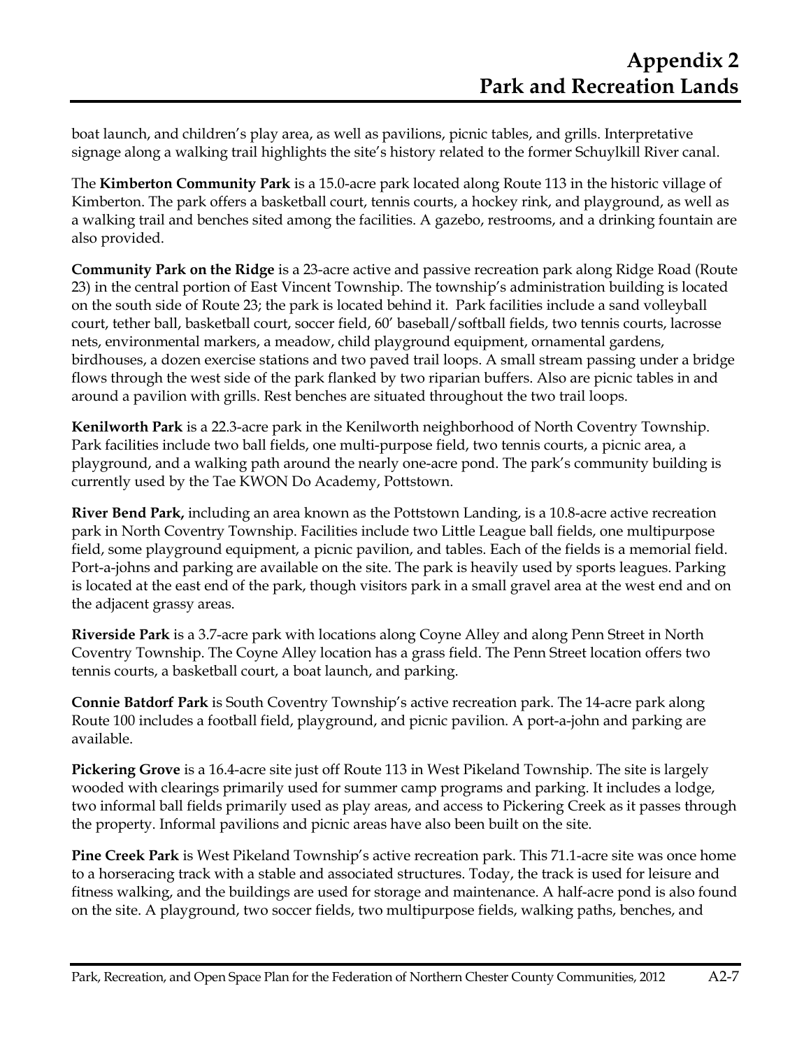boat launch, and children's play area, as well as pavilions, picnic tables, and grills. Interpretative signage along a walking trail highlights the site's history related to the former Schuylkill River canal.

The **Kimberton Community Park** is a 15.0-acre park located along Route 113 in the historic village of Kimberton. The park offers a basketball court, tennis courts, a hockey rink, and playground, as well as a walking trail and benches sited among the facilities. A gazebo, restrooms, and a drinking fountain are also provided.

**Community Park on the Ridge** is a 23-acre active and passive recreation park along Ridge Road (Route 23) in the central portion of East Vincent Township. The township's administration building is located on the south side of Route 23; the park is located behind it. Park facilities include a sand volleyball court, tether ball, basketball court, soccer field, 60' baseball/softball fields, two tennis courts, lacrosse nets, environmental markers, a meadow, child playground equipment, ornamental gardens, birdhouses, a dozen exercise stations and two paved trail loops. A small stream passing under a bridge flows through the west side of the park flanked by two riparian buffers. Also are picnic tables in and around a pavilion with grills. Rest benches are situated throughout the two trail loops.

**Kenilworth Park** is a 22.3-acre park in the Kenilworth neighborhood of North Coventry Township. Park facilities include two ball fields, one multi-purpose field, two tennis courts, a picnic area, a playground, and a walking path around the nearly one-acre pond. The park's community building is currently used by the Tae KWON Do Academy, Pottstown.

**River Bend Park,** including an area known as the Pottstown Landing, is a 10.8-acre active recreation park in North Coventry Township. Facilities include two Little League ball fields, one multipurpose field, some playground equipment, a picnic pavilion, and tables. Each of the fields is a memorial field. Port-a-johns and parking are available on the site. The park is heavily used by sports leagues. Parking is located at the east end of the park, though visitors park in a small gravel area at the west end and on the adjacent grassy areas.

**Riverside Park** is a 3.7-acre park with locations along Coyne Alley and along Penn Street in North Coventry Township. The Coyne Alley location has a grass field. The Penn Street location offers two tennis courts, a basketball court, a boat launch, and parking.

**Connie Batdorf Park** is South Coventry Township's active recreation park. The 14-acre park along Route 100 includes a football field, playground, and picnic pavilion. A port-a-john and parking are available.

**Pickering Grove** is a 16.4-acre site just off Route 113 in West Pikeland Township. The site is largely wooded with clearings primarily used for summer camp programs and parking. It includes a lodge, two informal ball fields primarily used as play areas, and access to Pickering Creek as it passes through the property. Informal pavilions and picnic areas have also been built on the site.

**Pine Creek Park** is West Pikeland Township's active recreation park. This 71.1-acre site was once home to a horseracing track with a stable and associated structures. Today, the track is used for leisure and fitness walking, and the buildings are used for storage and maintenance. A half-acre pond is also found on the site. A playground, two soccer fields, two multipurpose fields, walking paths, benches, and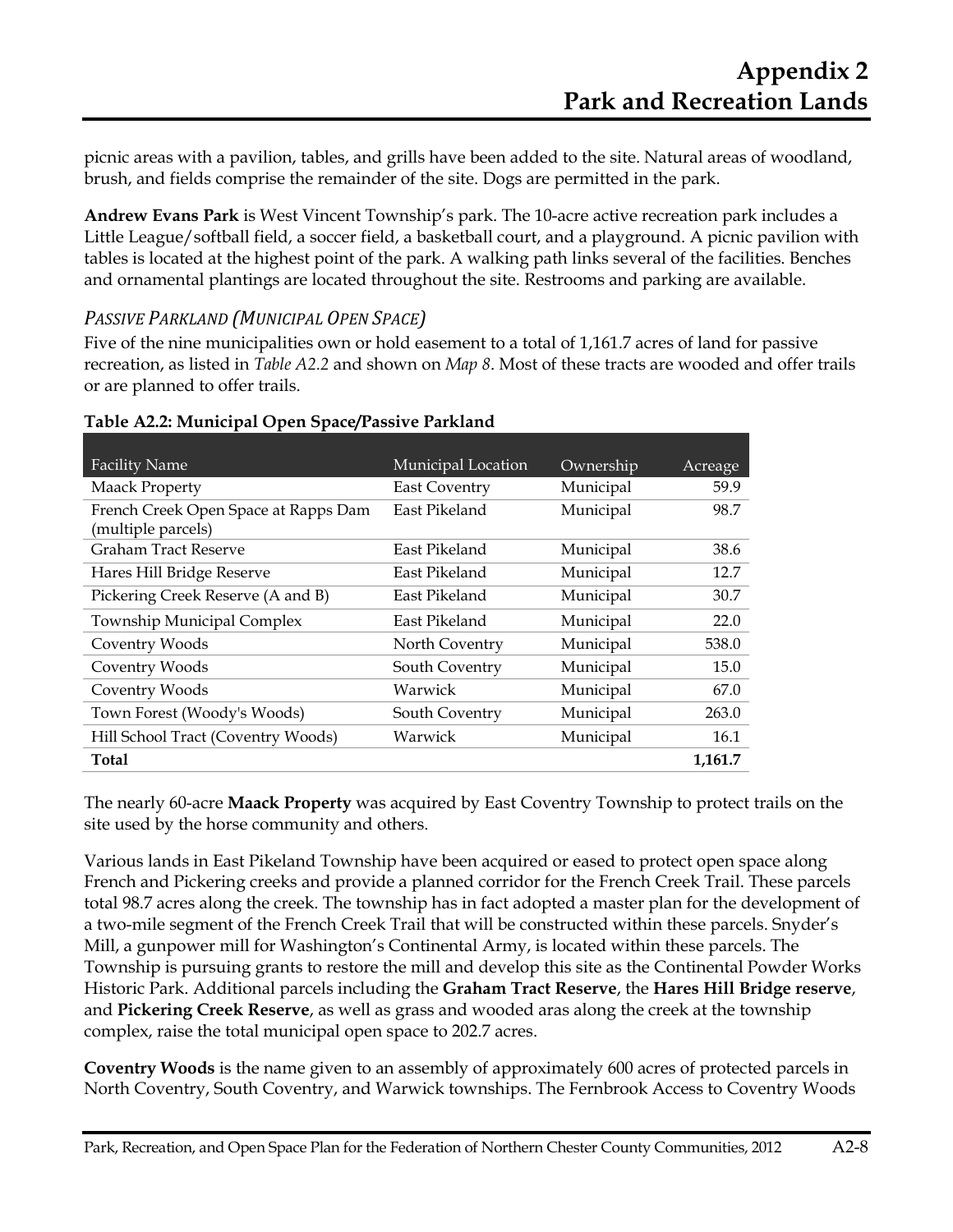picnic areas with a pavilion, tables, and grills have been added to the site. Natural areas of woodland, brush, and fields comprise the remainder of the site. Dogs are permitted in the park.

**Andrew Evans Park** is West Vincent Township's park. The 10-acre active recreation park includes a Little League/softball field, a soccer field, a basketball court, and a playground. A picnic pavilion with tables is located at the highest point of the park. A walking path links several of the facilities. Benches and ornamental plantings are located throughout the site. Restrooms and parking are available.

### *Passive Parkland (Municipal Open Space)*

Five of the nine municipalities own or hold easement to a total of 1,161.7 acres of land for passive recreation, as listed in *Table A2.2* and shown on *Map 8*. Most of these tracts are wooded and offer trails or are planned to offer trails.

**Table A2.2: Municipal Open Space/Passive Parkland**

| Facility Name | Municipal Location | Ownership | Acreage |
|---|---|---|---:|
| Maack Property | East Coventry | Municipal | 59.9 |
| French Creek Open Space at Rapps Dam (multiple parcels) | East Pikeland | Municipal | 98.7 |
| Graham Tract Reserve | East Pikeland | Municipal | 38.6 |
| Hares Hill Bridge Reserve | East Pikeland | Municipal | 12.7 |
| Pickering Creek Reserve (A and B) | East Pikeland | Municipal | 30.7 |
| Township Municipal Complex | East Pikeland | Municipal | 22.0 |
| Coventry Woods | North Coventry | Municipal | 538.0 |
| Coventry Woods | South Coventry | Municipal | 15.0 |
| Coventry Woods | Warwick | Municipal | 67.0 |
| Town Forest (Woody's Woods) | South Coventry | Municipal | 263.0 |
| Hill School Tract (Coventry Woods) | Warwick | Municipal | 16.1 |
| **Total** | | | **1,161.7** |

The nearly 60-acre **Maack Property** was acquired by East Coventry Township to protect trails on the site used by the horse community and others.

Various lands in East Pikeland Township have been acquired or eased to protect open space along French and Pickering creeks and provide a planned corridor for the French Creek Trail. These parcels total 98.7 acres along the creek. The township has in fact adopted a master plan for the development of a two-mile segment of the French Creek Trail that will be constructed within these parcels. Snyder's Mill, a gunpower mill for Washington's Continental Army, is located within these parcels. The Township is pursuing grants to restore the mill and develop this site as the Continental Powder Works Historic Park. Additional parcels including the **Graham Tract Reserve**, the **Hares Hill Bridge reserve**, and **Pickering Creek Reserve**, as well as grass and wooded aras along the creek at the township complex, raise the total municipal open space to 202.7 acres.

**Coventry Woods** is the name given to an assembly of approximately 600 acres of protected parcels in North Coventry, South Coventry, and Warwick townships. The Fernbrook Access to Coventry Woods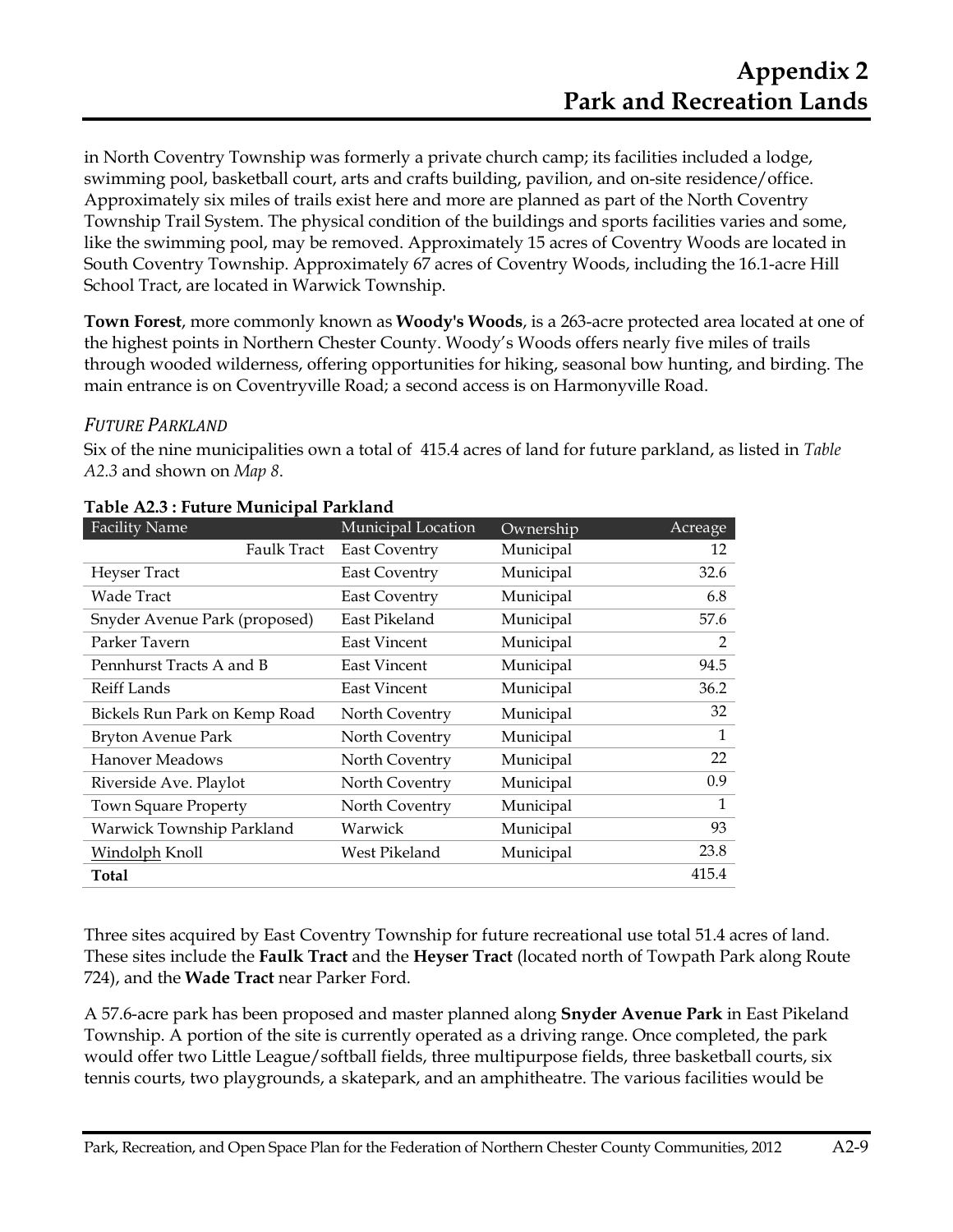in North Coventry Township was formerly a private church camp; its facilities included a lodge, swimming pool, basketball court, arts and crafts building, pavilion, and on-site residence/office. Approximately six miles of trails exist here and more are planned as part of the North Coventry Township Trail System. The physical condition of the buildings and sports facilities varies and some, like the swimming pool, may be removed. Approximately 15 acres of Coventry Woods are located in South Coventry Township. Approximately 67 acres of Coventry Woods, including the 16.1-acre Hill School Tract, are located in Warwick Township.

**Town Forest**, more commonly known as **Woody's Woods**, is a 263-acre protected area located at one of the highest points in Northern Chester County. Woody's Woods offers nearly five miles of trails through wooded wilderness, offering opportunities for hiking, seasonal bow hunting, and birding. The main entrance is on Coventryville Road; a second access is on Harmonyville Road.

### *FUTURE PARKLAND*

Six of the nine municipalities own a total of 415.4 acres of land for future parkland, as listed in *Table A2.3* and shown on *Map 8*.

**Table A2.3 : Future Municipal Parkland**

| Facility Name | Municipal Location | Ownership | Acreage |
|---|---|---|---|
| Faulk Tract | East Coventry | Municipal | 12 |
| Heyser Tract | East Coventry | Municipal | 32.6 |
| Wade Tract | East Coventry | Municipal | 6.8 |
| Snyder Avenue Park (proposed) | East Pikeland | Municipal | 57.6 |
| Parker Tavern | East Vincent | Municipal | 2 |
| Pennhurst Tracts A and B | East Vincent | Municipal | 94.5 |
| Reiff Lands | East Vincent | Municipal | 36.2 |
| Bickels Run Park on Kemp Road | North Coventry | Municipal | 32 |
| Bryton Avenue Park | North Coventry | Municipal | 1 |
| Hanover Meadows | North Coventry | Municipal | 22 |
| Riverside Ave. Playlot | North Coventry | Municipal | 0.9 |
| Town Square Property | North Coventry | Municipal | 1 |
| Warwick Township Parkland | Warwick | Municipal | 93 |
| Windolph Knoll | West Pikeland | Municipal | 23.8 |
| **Total** | | | 415.4 |

Three sites acquired by East Coventry Township for future recreational use total 51.4 acres of land. These sites include the **Faulk Tract** and the **Heyser Tract** (located north of Towpath Park along Route 724), and the **Wade Tract** near Parker Ford.

A 57.6-acre park has been proposed and master planned along **Snyder Avenue Park** in East Pikeland Township. A portion of the site is currently operated as a driving range. Once completed, the park would offer two Little League/softball fields, three multipurpose fields, three basketball courts, six tennis courts, two playgrounds, a skatepark, and an amphitheatre. The various facilities would be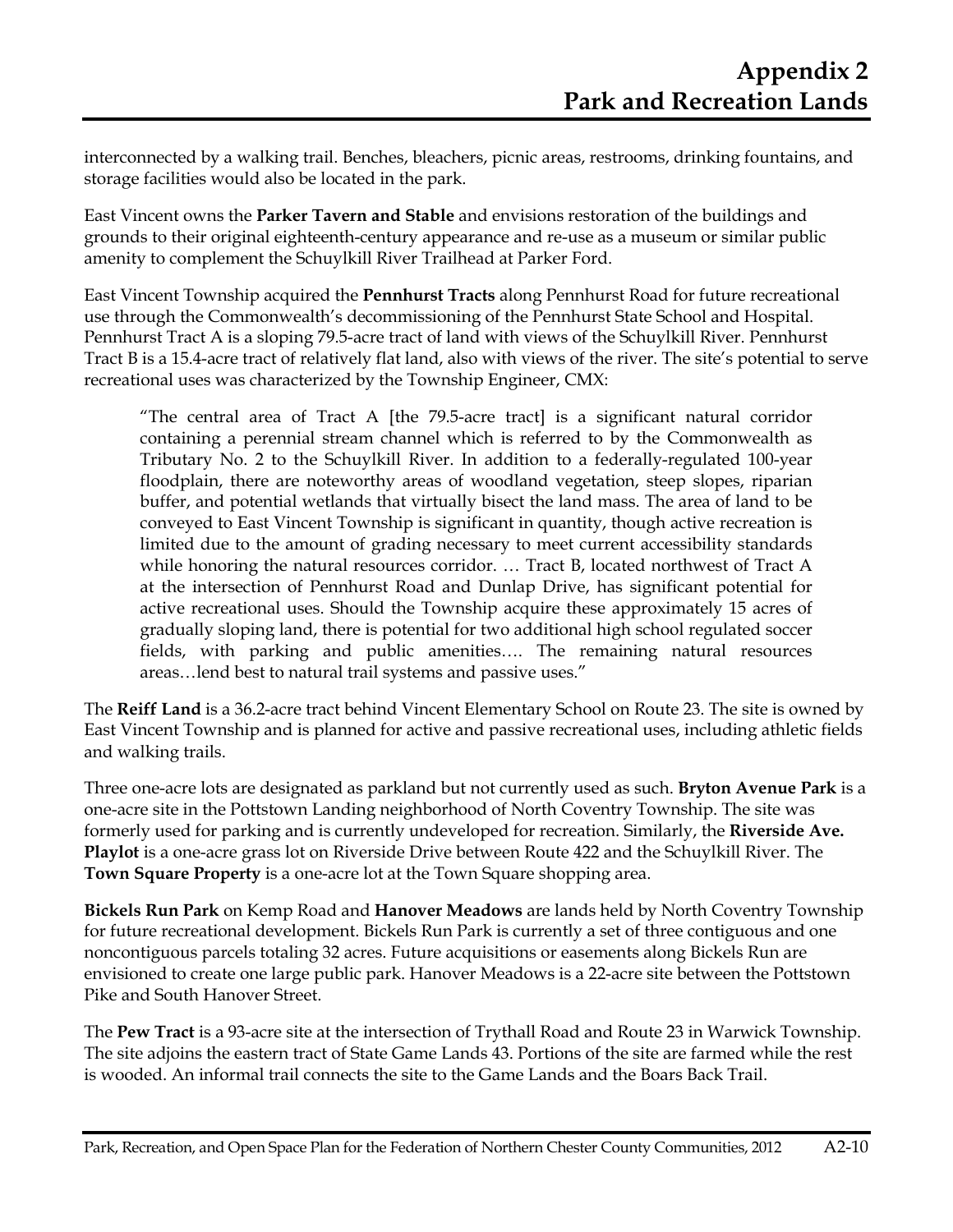interconnected by a walking trail. Benches, bleachers, picnic areas, restrooms, drinking fountains, and storage facilities would also be located in the park.

East Vincent owns the **Parker Tavern and Stable** and envisions restoration of the buildings and grounds to their original eighteenth-century appearance and re-use as a museum or similar public amenity to complement the Schuylkill River Trailhead at Parker Ford.

East Vincent Township acquired the **Pennhurst Tracts** along Pennhurst Road for future recreational use through the Commonwealth's decommissioning of the Pennhurst State School and Hospital. Pennhurst Tract A is a sloping 79.5-acre tract of land with views of the Schuylkill River. Pennhurst Tract B is a 15.4-acre tract of relatively flat land, also with views of the river. The site's potential to serve recreational uses was characterized by the Township Engineer, CMX:

> "The central area of Tract A [the 79.5-acre tract] is a significant natural corridor containing a perennial stream channel which is referred to by the Commonwealth as Tributary No. 2 to the Schuylkill River. In addition to a federally-regulated 100-year floodplain, there are noteworthy areas of woodland vegetation, steep slopes, riparian buffer, and potential wetlands that virtually bisect the land mass. The area of land to be conveyed to East Vincent Township is significant in quantity, though active recreation is limited due to the amount of grading necessary to meet current accessibility standards while honoring the natural resources corridor. … Tract B, located northwest of Tract A at the intersection of Pennhurst Road and Dunlap Drive, has significant potential for active recreational uses. Should the Township acquire these approximately 15 acres of gradually sloping land, there is potential for two additional high school regulated soccer fields, with parking and public amenities…. The remaining natural resources areas…lend best to natural trail systems and passive uses."

The **Reiff Land** is a 36.2-acre tract behind Vincent Elementary School on Route 23. The site is owned by East Vincent Township and is planned for active and passive recreational uses, including athletic fields and walking trails.

Three one-acre lots are designated as parkland but not currently used as such. **Bryton Avenue Park** is a one-acre site in the Pottstown Landing neighborhood of North Coventry Township. The site was formerly used for parking and is currently undeveloped for recreation. Similarly, the **Riverside Ave. Playlot** is a one-acre grass lot on Riverside Drive between Route 422 and the Schuylkill River. The **Town Square Property** is a one-acre lot at the Town Square shopping area.

**Bickels Run Park** on Kemp Road and **Hanover Meadows** are lands held by North Coventry Township for future recreational development. Bickels Run Park is currently a set of three contiguous and one noncontiguous parcels totaling 32 acres. Future acquisitions or easements along Bickels Run are envisioned to create one large public park. Hanover Meadows is a 22-acre site between the Pottstown Pike and South Hanover Street.

The **Pew Tract** is a 93-acre site at the intersection of Trythall Road and Route 23 in Warwick Township. The site adjoins the eastern tract of State Game Lands 43. Portions of the site are farmed while the rest is wooded. An informal trail connects the site to the Game Lands and the Boars Back Trail.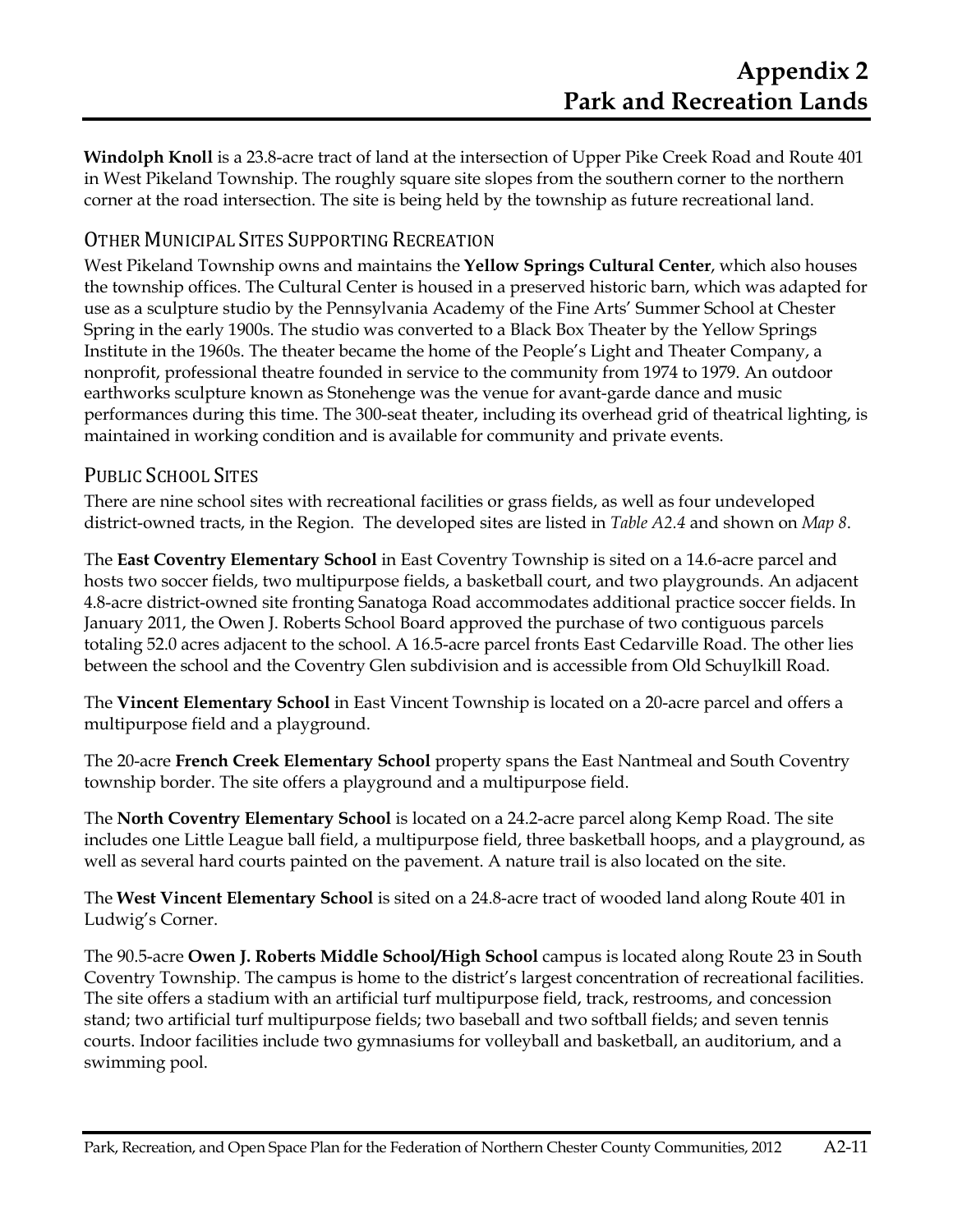**Windolph Knoll** is a 23.8-acre tract of land at the intersection of Upper Pike Creek Road and Route 401 in West Pikeland Township. The roughly square site slopes from the southern corner to the northern corner at the road intersection. The site is being held by the township as future recreational land.

## Other Municipal Sites Supporting Recreation

West Pikeland Township owns and maintains the **Yellow Springs Cultural Center**, which also houses the township offices. The Cultural Center is housed in a preserved historic barn, which was adapted for use as a sculpture studio by the Pennsylvania Academy of the Fine Arts' Summer School at Chester Spring in the early 1900s. The studio was converted to a Black Box Theater by the Yellow Springs Institute in the 1960s. The theater became the home of the People's Light and Theater Company, a nonprofit, professional theatre founded in service to the community from 1974 to 1979. An outdoor earthworks sculpture known as Stonehenge was the venue for avant-garde dance and music performances during this time. The 300-seat theater, including its overhead grid of theatrical lighting, is maintained in working condition and is available for community and private events.

## Public School Sites

There are nine school sites with recreational facilities or grass fields, as well as four undeveloped district-owned tracts, in the Region. The developed sites are listed in *Table A2.4* and shown on *Map 8*.

The **East Coventry Elementary School** in East Coventry Township is sited on a 14.6-acre parcel and hosts two soccer fields, two multipurpose fields, a basketball court, and two playgrounds. An adjacent 4.8-acre district-owned site fronting Sanatoga Road accommodates additional practice soccer fields. In January 2011, the Owen J. Roberts School Board approved the purchase of two contiguous parcels totaling 52.0 acres adjacent to the school. A 16.5-acre parcel fronts East Cedarville Road. The other lies between the school and the Coventry Glen subdivision and is accessible from Old Schuylkill Road.

The **Vincent Elementary School** in East Vincent Township is located on a 20-acre parcel and offers a multipurpose field and a playground.

The 20-acre **French Creek Elementary School** property spans the East Nantmeal and South Coventry township border. The site offers a playground and a multipurpose field.

The **North Coventry Elementary School** is located on a 24.2-acre parcel along Kemp Road. The site includes one Little League ball field, a multipurpose field, three basketball hoops, and a playground, as well as several hard courts painted on the pavement. A nature trail is also located on the site.

The **West Vincent Elementary School** is sited on a 24.8-acre tract of wooded land along Route 401 in Ludwig's Corner.

The 90.5-acre **Owen J. Roberts Middle School/High School** campus is located along Route 23 in South Coventry Township. The campus is home to the district's largest concentration of recreational facilities. The site offers a stadium with an artificial turf multipurpose field, track, restrooms, and concession stand; two artificial turf multipurpose fields; two baseball and two softball fields; and seven tennis courts. Indoor facilities include two gymnasiums for volleyball and basketball, an auditorium, and a swimming pool.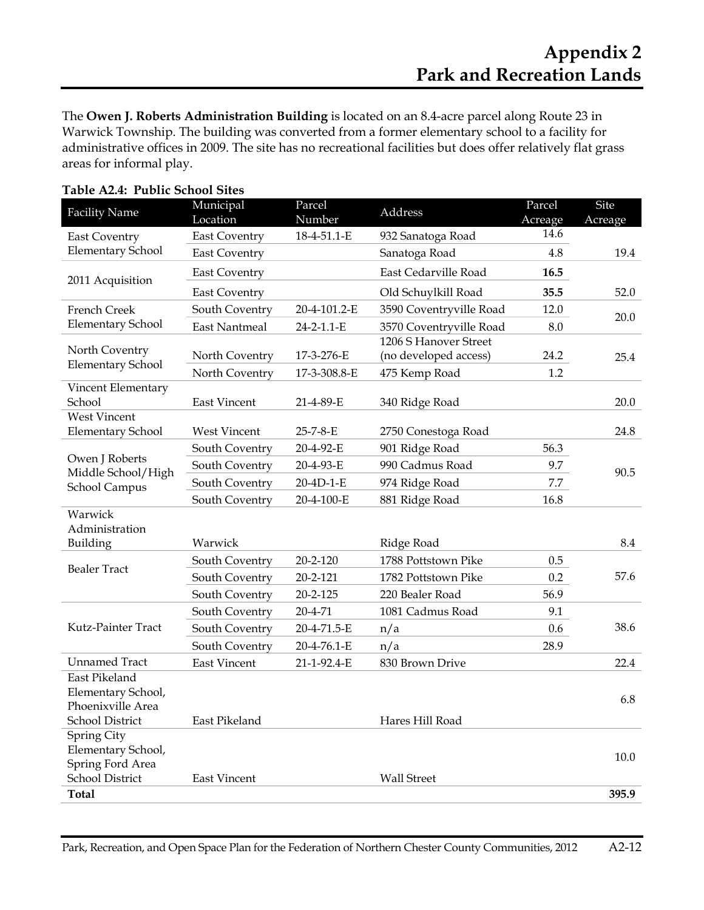# Appendix 2
# Park and Recreation Lands

The **Owen J. Roberts Administration Building** is located on an 8.4-acre parcel along Route 23 in Warwick Township. The building was converted from a former elementary school to a facility for administrative offices in 2009. The site has no recreational facilities but does offer relatively flat grass areas for informal play.

**Table A2.4: Public School Sites**

| Facility Name | Municipal Location | Parcel Number | Address | Parcel Acreage | Site Acreage |
|---|---|---|---|---|---|
| East Coventry Elementary School | East Coventry | 18-4-51.1-E | 932 Sanatoga Road | 14.6 | |
| | East Coventry | | Sanatoga Road | 4.8 | 19.4 |
| 2011 Acquisition | East Coventry | | East Cedarville Road | **16.5** | |
| | East Coventry | | Old Schuylkill Road | **35.5** | 52.0 |
| French Creek Elementary School | South Coventry | 20-4-101.2-E | 3590 Coventryville Road | 12.0 | 20.0 |
| | East Nantmeal | 24-2-1.1-E | 3570 Coventryville Road | 8.0 | |
| North Coventry Elementary School | North Coventry | 17-3-276-E | 1206 S Hanover Street (no developed access) | 24.2 | 25.4 |
| | North Coventry | 17-3-308.8-E | 475 Kemp Road | 1.2 | |
| Vincent Elementary School | East Vincent | 21-4-89-E | 340 Ridge Road | | 20.0 |
| West Vincent Elementary School | West Vincent | 25-7-8-E | 2750 Conestoga Road | | 24.8 |
| Owen J Roberts Middle School/High School Campus | South Coventry | 20-4-92-E | 901 Ridge Road | 56.3 | 90.5 |
| | South Coventry | 20-4-93-E | 990 Cadmus Road | 9.7 | |
| | South Coventry | 20-4D-1-E | 974 Ridge Road | 7.7 | |
| | South Coventry | 20-4-100-E | 881 Ridge Road | 16.8 | |
| Warwick Administration Building | Warwick | | Ridge Road | | 8.4 |
| Bealer Tract | South Coventry | 20-2-120 | 1788 Pottstown Pike | 0.5 | 57.6 |
| | South Coventry | 20-2-121 | 1782 Pottstown Pike | 0.2 | |
| | South Coventry | 20-2-125 | 220 Bealer Road | 56.9 | |
| Kutz-Painter Tract | South Coventry | 20-4-71 | 1081 Cadmus Road | 9.1 | 38.6 |
| | South Coventry | 20-4-71.5-E | n/a | 0.6 | |
| | South Coventry | 20-4-76.1-E | n/a | 28.9 | |
| Unnamed Tract | East Vincent | 21-1-92.4-E | 830 Brown Drive | | 22.4 |
| East Pikeland Elementary School, Phoenixville Area School District | East Pikeland | | Hares Hill Road | | 6.8 |
| Spring City Elementary School, Spring Ford Area School District | East Vincent | | Wall Street | | 10.0 |
| **Total** | | | | | **395.9** |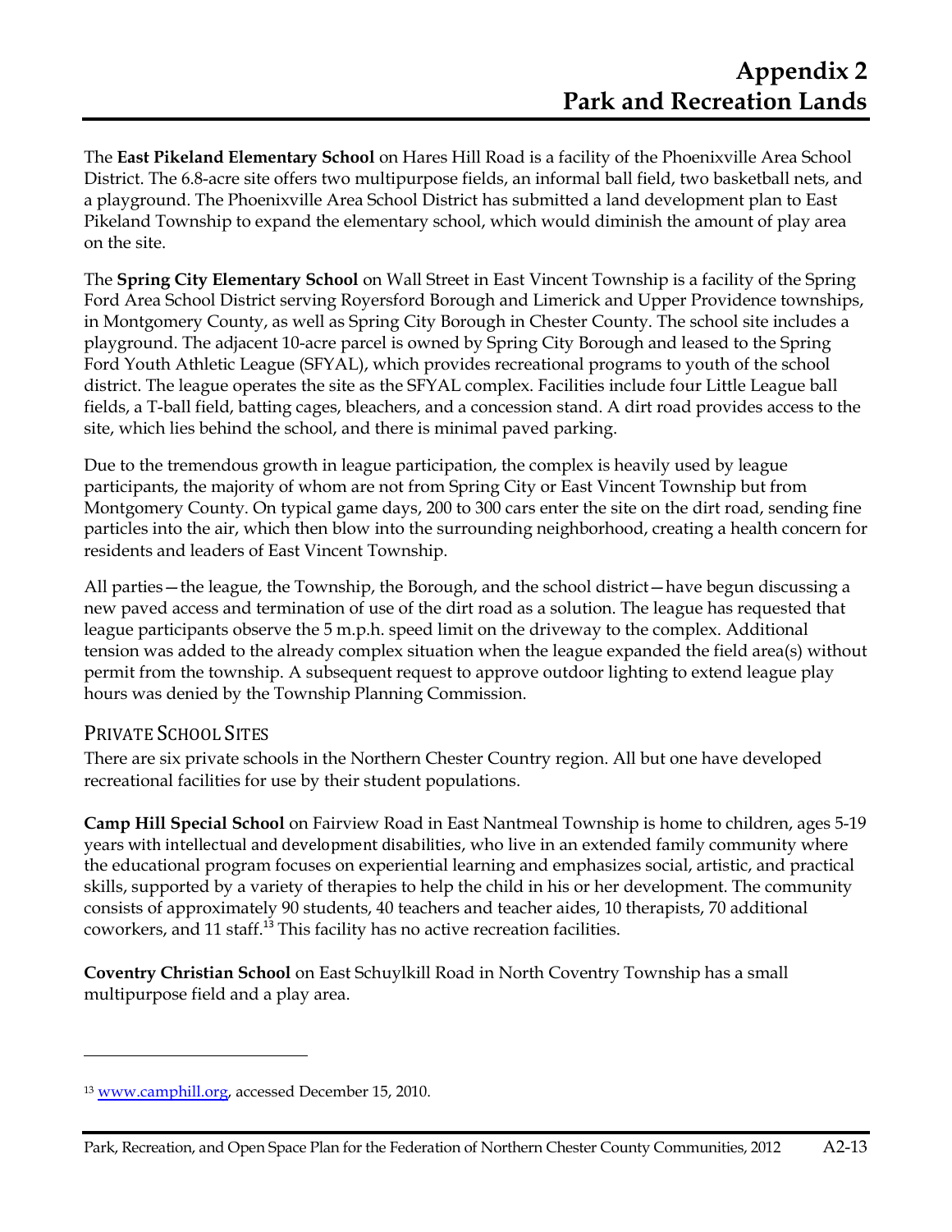The **East Pikeland Elementary School** on Hares Hill Road is a facility of the Phoenixville Area School District. The 6.8-acre site offers two multipurpose fields, an informal ball field, two basketball nets, and a playground. The Phoenixville Area School District has submitted a land development plan to East Pikeland Township to expand the elementary school, which would diminish the amount of play area on the site.

The **Spring City Elementary School** on Wall Street in East Vincent Township is a facility of the Spring Ford Area School District serving Royersford Borough and Limerick and Upper Providence townships, in Montgomery County, as well as Spring City Borough in Chester County. The school site includes a playground. The adjacent 10-acre parcel is owned by Spring City Borough and leased to the Spring Ford Youth Athletic League (SFYAL), which provides recreational programs to youth of the school district. The league operates the site as the SFYAL complex. Facilities include four Little League ball fields, a T-ball field, batting cages, bleachers, and a concession stand. A dirt road provides access to the site, which lies behind the school, and there is minimal paved parking.

Due to the tremendous growth in league participation, the complex is heavily used by league participants, the majority of whom are not from Spring City or East Vincent Township but from Montgomery County. On typical game days, 200 to 300 cars enter the site on the dirt road, sending fine particles into the air, which then blow into the surrounding neighborhood, creating a health concern for residents and leaders of East Vincent Township.

All parties—the league, the Township, the Borough, and the school district—have begun discussing a new paved access and termination of use of the dirt road as a solution. The league has requested that league participants observe the 5 m.p.h. speed limit on the driveway to the complex. Additional tension was added to the already complex situation when the league expanded the field area(s) without permit from the township. A subsequent request to approve outdoor lighting to extend league play hours was denied by the Township Planning Commission.

### Private School Sites

There are six private schools in the Northern Chester Country region. All but one have developed recreational facilities for use by their student populations.

**Camp Hill Special School** on Fairview Road in East Nantmeal Township is home to children, ages 5-19 years with intellectual and development disabilities, who live in an extended family community where the educational program focuses on experiential learning and emphasizes social, artistic, and practical skills, supported by a variety of therapies to help the child in his or her development. The community consists of approximately 90 students, 40 teachers and teacher aides, 10 therapists, 70 additional coworkers, and 11 staff.[13] This facility has no active recreation facilities.

**Coventry Christian School** on East Schuylkill Road in North Coventry Township has a small multipurpose field and a play area.

---

[13] www.camphill.org, accessed December 15, 2010.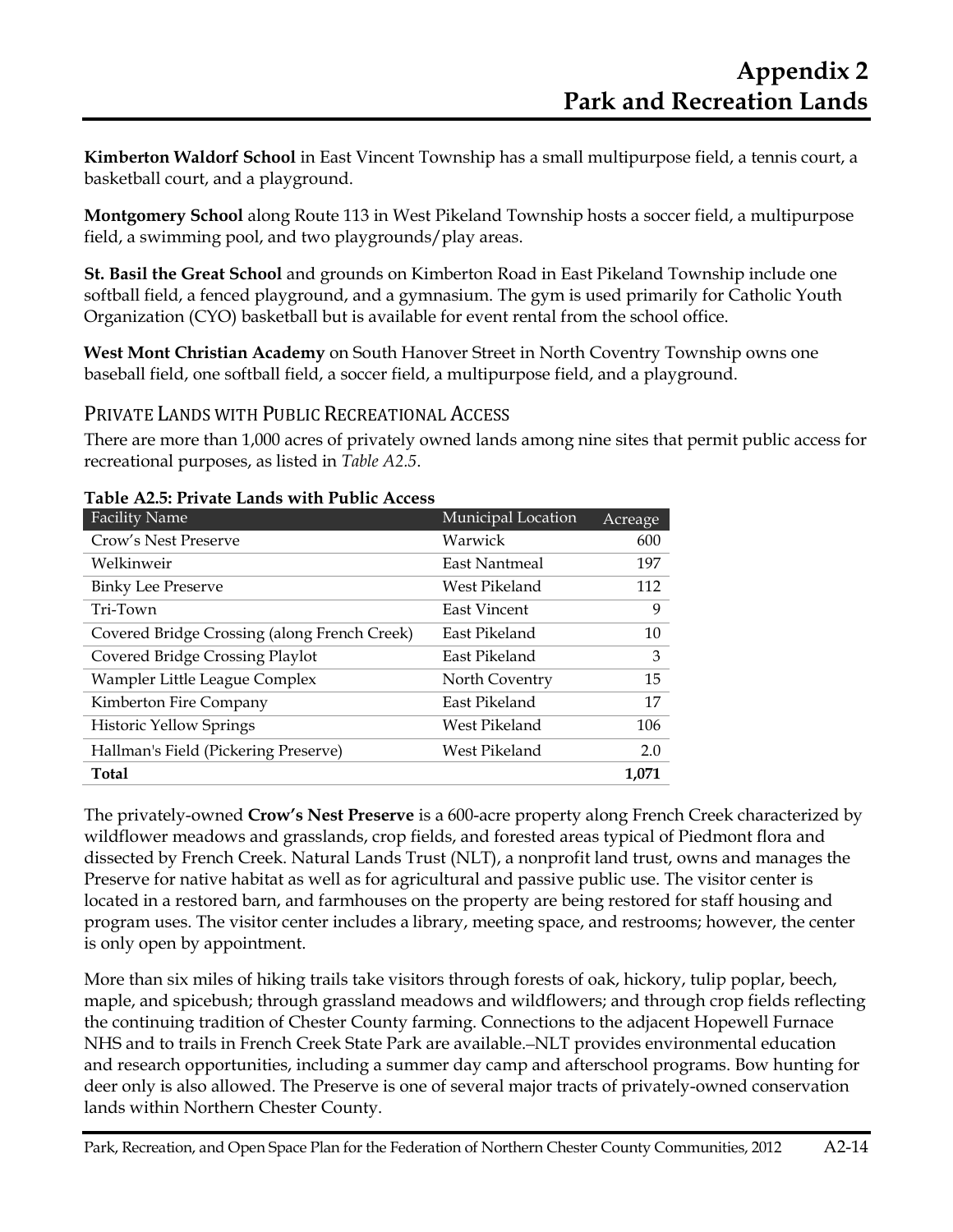**Kimberton Waldorf School** in East Vincent Township has a small multipurpose field, a tennis court, a basketball court, and a playground.

**Montgomery School** along Route 113 in West Pikeland Township hosts a soccer field, a multipurpose field, a swimming pool, and two playgrounds/play areas.

**St. Basil the Great School** and grounds on Kimberton Road in East Pikeland Township include one softball field, a fenced playground, and a gymnasium. The gym is used primarily for Catholic Youth Organization (CYO) basketball but is available for event rental from the school office.

**West Mont Christian Academy** on South Hanover Street in North Coventry Township owns one baseball field, one softball field, a soccer field, a multipurpose field, and a playground.

## Private Lands with Public Recreational Access

There are more than 1,000 acres of privately owned lands among nine sites that permit public access for recreational purposes, as listed in *Table A2.5*.

**Table A2.5: Private Lands with Public Access**

| Facility Name | Municipal Location | Acreage |
|---|---|---|
| Crow's Nest Preserve | Warwick | 600 |
| Welkinweir | East Nantmeal | 197 |
| Binky Lee Preserve | West Pikeland | 112 |
| Tri-Town | East Vincent | 9 |
| Covered Bridge Crossing (along French Creek) | East Pikeland | 10 |
| Covered Bridge Crossing Playlot | East Pikeland | 3 |
| Wampler Little League Complex | North Coventry | 15 |
| Kimberton Fire Company | East Pikeland | 17 |
| Historic Yellow Springs | West Pikeland | 106 |
| Hallman's Field (Pickering Preserve) | West Pikeland | 2.0 |
| **Total** | | **1,071** |

The privately-owned **Crow's Nest Preserve** is a 600-acre property along French Creek characterized by wildflower meadows and grasslands, crop fields, and forested areas typical of Piedmont flora and dissected by French Creek. Natural Lands Trust (NLT), a nonprofit land trust, owns and manages the Preserve for native habitat as well as for agricultural and passive public use. The visitor center is located in a restored barn, and farmhouses on the property are being restored for staff housing and program uses. The visitor center includes a library, meeting space, and restrooms; however, the center is only open by appointment.

More than six miles of hiking trails take visitors through forests of oak, hickory, tulip poplar, beech, maple, and spicebush; through grassland meadows and wildflowers; and through crop fields reflecting the continuing tradition of Chester County farming. Connections to the adjacent Hopewell Furnace NHS and to trails in French Creek State Park are available.–NLT provides environmental education and research opportunities, including a summer day camp and afterschool programs. Bow hunting for deer only is also allowed. The Preserve is one of several major tracts of privately-owned conservation lands within Northern Chester County.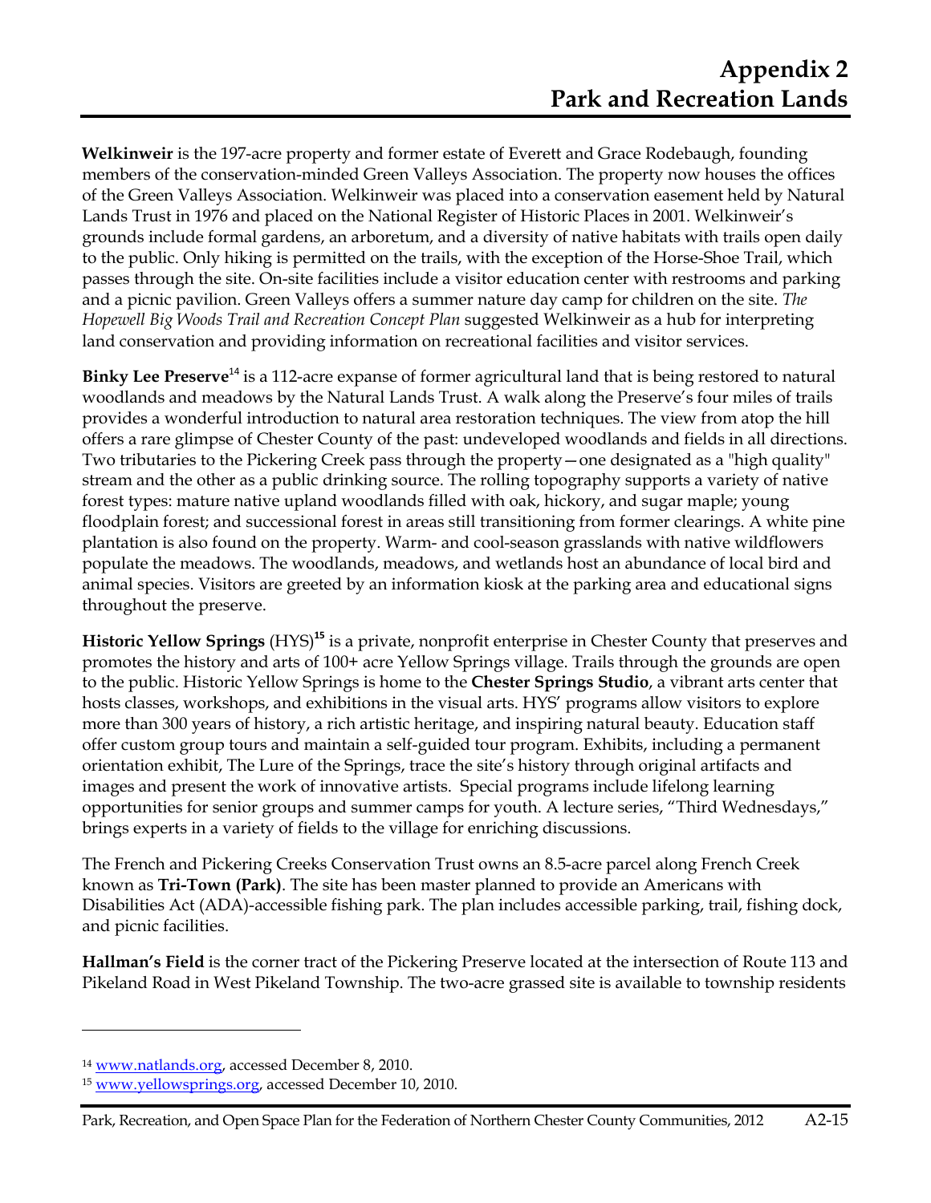# Appendix 2
# Park and Recreation Lands

**Welkinweir** is the 197-acre property and former estate of Everett and Grace Rodebaugh, founding members of the conservation-minded Green Valleys Association. The property now houses the offices of the Green Valleys Association. Welkinweir was placed into a conservation easement held by Natural Lands Trust in 1976 and placed on the National Register of Historic Places in 2001. Welkinweir's grounds include formal gardens, an arboretum, and a diversity of native habitats with trails open daily to the public. Only hiking is permitted on the trails, with the exception of the Horse-Shoe Trail, which passes through the site. On-site facilities include a visitor education center with restrooms and parking and a picnic pavilion. Green Valleys offers a summer nature day camp for children on the site. *The Hopewell Big Woods Trail and Recreation Concept Plan* suggested Welkinweir as a hub for interpreting land conservation and providing information on recreational facilities and visitor services.

**Binky Lee Preserve**[14] is a 112-acre expanse of former agricultural land that is being restored to natural woodlands and meadows by the Natural Lands Trust. A walk along the Preserve's four miles of trails provides a wonderful introduction to natural area restoration techniques. The view from atop the hill offers a rare glimpse of Chester County of the past: undeveloped woodlands and fields in all directions. Two tributaries to the Pickering Creek pass through the property—one designated as a "high quality" stream and the other as a public drinking source. The rolling topography supports a variety of native forest types: mature native upland woodlands filled with oak, hickory, and sugar maple; young floodplain forest; and successional forest in areas still transitioning from former clearings. A white pine plantation is also found on the property. Warm- and cool-season grasslands with native wildflowers populate the meadows. The woodlands, meadows, and wetlands host an abundance of local bird and animal species. Visitors are greeted by an information kiosk at the parking area and educational signs throughout the preserve.

**Historic Yellow Springs** (HYS)[15] is a private, nonprofit enterprise in Chester County that preserves and promotes the history and arts of 100+ acre Yellow Springs village. Trails through the grounds are open to the public. Historic Yellow Springs is home to the **Chester Springs Studio**, a vibrant arts center that hosts classes, workshops, and exhibitions in the visual arts. HYS' programs allow visitors to explore more than 300 years of history, a rich artistic heritage, and inspiring natural beauty. Education staff offer custom group tours and maintain a self-guided tour program. Exhibits, including a permanent orientation exhibit, The Lure of the Springs, trace the site's history through original artifacts and images and present the work of innovative artists. Special programs include lifelong learning opportunities for senior groups and summer camps for youth. A lecture series, "Third Wednesdays," brings experts in a variety of fields to the village for enriching discussions.

The French and Pickering Creeks Conservation Trust owns an 8.5-acre parcel along French Creek known as **Tri-Town (Park)**. The site has been master planned to provide an Americans with Disabilities Act (ADA)-accessible fishing park. The plan includes accessible parking, trail, fishing dock, and picnic facilities.

**Hallman's Field** is the corner tract of the Pickering Preserve located at the intersection of Route 113 and Pikeland Road in West Pikeland Township. The two-acre grassed site is available to township residents

---

[14] www.natlands.org, accessed December 8, 2010.

[15] www.yellowsprings.org, accessed December 10, 2010.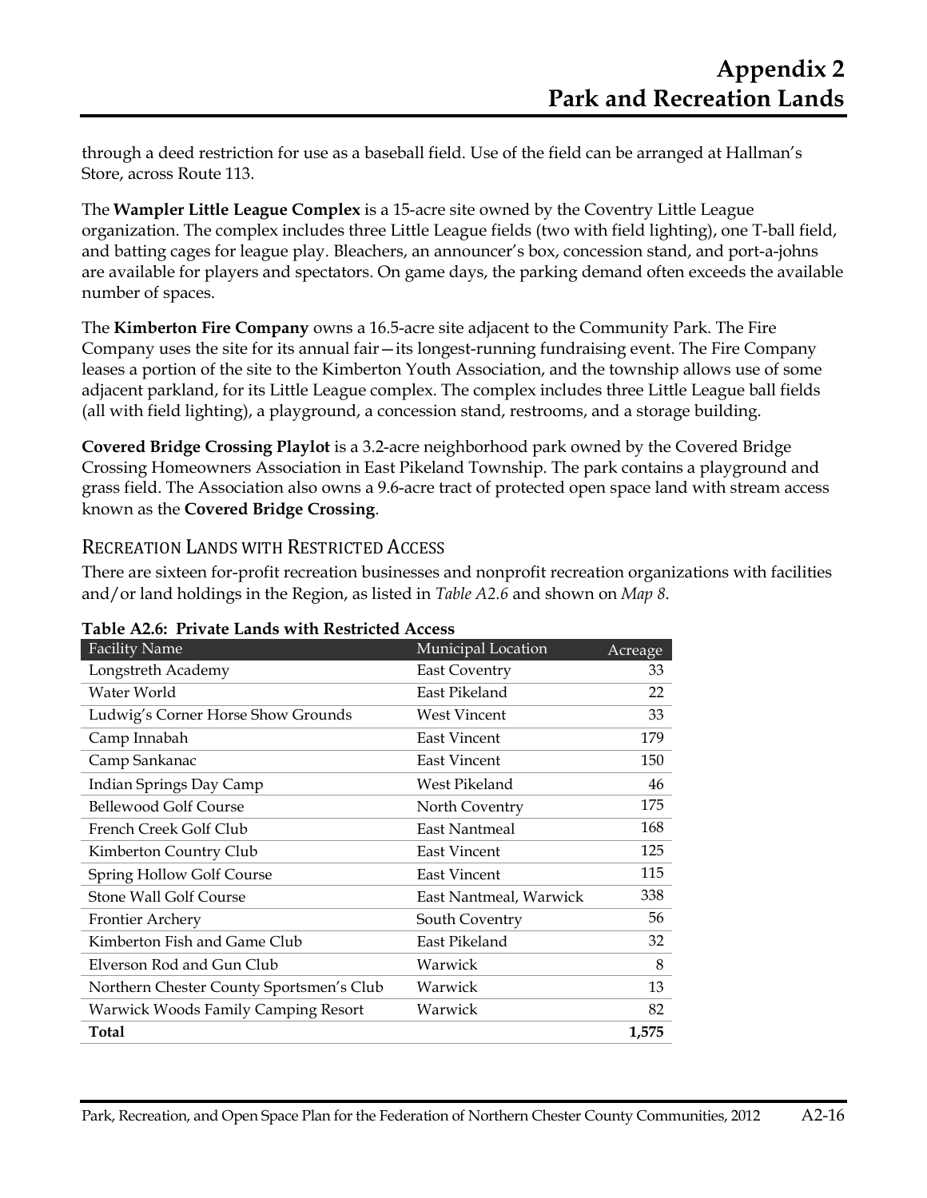through a deed restriction for use as a baseball field. Use of the field can be arranged at Hallman's Store, across Route 113.

The **Wampler Little League Complex** is a 15-acre site owned by the Coventry Little League organization. The complex includes three Little League fields (two with field lighting), one T-ball field, and batting cages for league play. Bleachers, an announcer's box, concession stand, and port-a-johns are available for players and spectators. On game days, the parking demand often exceeds the available number of spaces.

The **Kimberton Fire Company** owns a 16.5-acre site adjacent to the Community Park. The Fire Company uses the site for its annual fair—its longest-running fundraising event. The Fire Company leases a portion of the site to the Kimberton Youth Association, and the township allows use of some adjacent parkland, for its Little League complex. The complex includes three Little League ball fields (all with field lighting), a playground, a concession stand, restrooms, and a storage building.

**Covered Bridge Crossing Playlot** is a 3.2-acre neighborhood park owned by the Covered Bridge Crossing Homeowners Association in East Pikeland Township. The park contains a playground and grass field. The Association also owns a 9.6-acre tract of protected open space land with stream access known as the **Covered Bridge Crossing**.

## Recreation Lands with Restricted Access

There are sixteen for-profit recreation businesses and nonprofit recreation organizations with facilities and/or land holdings in the Region, as listed in *Table A2.6* and shown on *Map 8*.

**Table A2.6: Private Lands with Restricted Access**

| Facility Name | Municipal Location | Acreage |
|---|---|---|
| Longstreth Academy | East Coventry | 33 |
| Water World | East Pikeland | 22 |
| Ludwig's Corner Horse Show Grounds | West Vincent | 33 |
| Camp Innabah | East Vincent | 179 |
| Camp Sankanac | East Vincent | 150 |
| Indian Springs Day Camp | West Pikeland | 46 |
| Bellewood Golf Course | North Coventry | 175 |
| French Creek Golf Club | East Nantmeal | 168 |
| Kimberton Country Club | East Vincent | 125 |
| Spring Hollow Golf Course | East Vincent | 115 |
| Stone Wall Golf Course | East Nantmeal, Warwick | 338 |
| Frontier Archery | South Coventry | 56 |
| Kimberton Fish and Game Club | East Pikeland | 32 |
| Elverson Rod and Gun Club | Warwick | 8 |
| Northern Chester County Sportsmen's Club | Warwick | 13 |
| Warwick Woods Family Camping Resort | Warwick | 82 |
| **Total** | | **1,575** |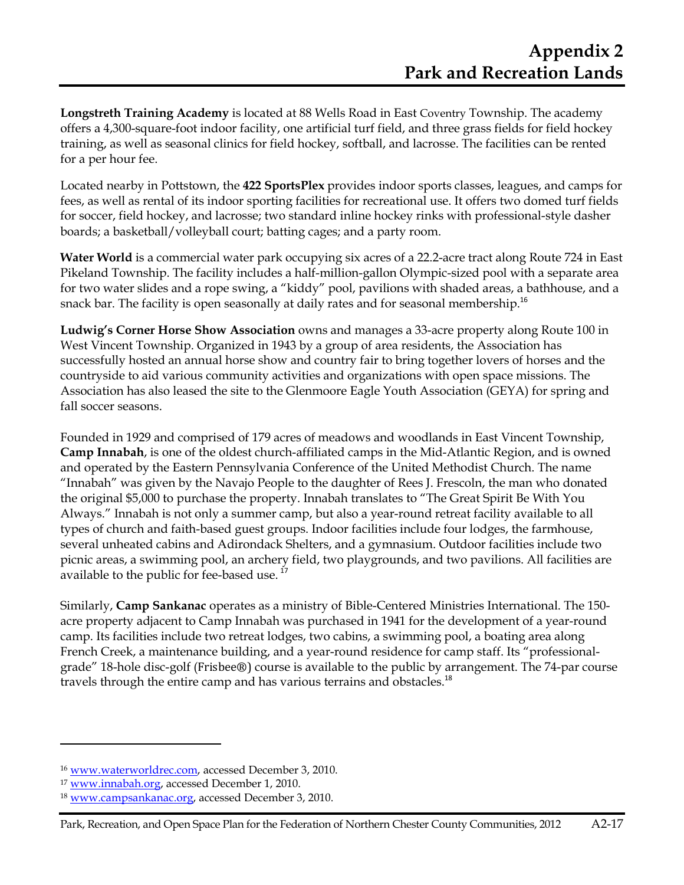**Longstreth Training Academy** is located at 88 Wells Road in East Coventry Township. The academy offers a 4,300-square-foot indoor facility, one artificial turf field, and three grass fields for field hockey training, as well as seasonal clinics for field hockey, softball, and lacrosse. The facilities can be rented for a per hour fee.

Located nearby in Pottstown, the **422 SportsPlex** provides indoor sports classes, leagues, and camps for fees, as well as rental of its indoor sporting facilities for recreational use. It offers two domed turf fields for soccer, field hockey, and lacrosse; two standard inline hockey rinks with professional-style dasher boards; a basketball/volleyball court; batting cages; and a party room.

**Water World** is a commercial water park occupying six acres of a 22.2-acre tract along Route 724 in East Pikeland Township. The facility includes a half-million-gallon Olympic-sized pool with a separate area for two water slides and a rope swing, a "kiddy" pool, pavilions with shaded areas, a bathhouse, and a snack bar. The facility is open seasonally at daily rates and for seasonal membership.[16]

**Ludwig's Corner Horse Show Association** owns and manages a 33-acre property along Route 100 in West Vincent Township. Organized in 1943 by a group of area residents, the Association has successfully hosted an annual horse show and country fair to bring together lovers of horses and the countryside to aid various community activities and organizations with open space missions. The Association has also leased the site to the Glenmoore Eagle Youth Association (GEYA) for spring and fall soccer seasons.

Founded in 1929 and comprised of 179 acres of meadows and woodlands in East Vincent Township, **Camp Innabah**, is one of the oldest church-affiliated camps in the Mid-Atlantic Region, and is owned and operated by the Eastern Pennsylvania Conference of the United Methodist Church. The name "Innabah" was given by the Navajo People to the daughter of Rees J. Frescoln, the man who donated the original $5,000 to purchase the property. Innabah translates to "The Great Spirit Be With You Always." Innabah is not only a summer camp, but also a year-round retreat facility available to all types of church and faith-based guest groups. Indoor facilities include four lodges, the farmhouse, several unheated cabins and Adirondack Shelters, and a gymnasium. Outdoor facilities include two picnic areas, a swimming pool, an archery field, two playgrounds, and two pavilions. All facilities are available to the public for fee-based use.[17]

Similarly, **Camp Sankanac** operates as a ministry of Bible-Centered Ministries International. The 150-acre property adjacent to Camp Innabah was purchased in 1941 for the development of a year-round camp. Its facilities include two retreat lodges, two cabins, a swimming pool, a boating area along French Creek, a maintenance building, and a year-round residence for camp staff. Its "professional-grade" 18-hole disc-golf (Frisbee®) course is available to the public by arrangement. The 74-par course travels through the entire camp and has various terrains and obstacles.[18]

---

[16] www.waterworldrec.com, accessed December 3, 2010.

[17] www.innabah.org, accessed December 1, 2010.

[18] www.campsankanac.org, accessed December 3, 2010.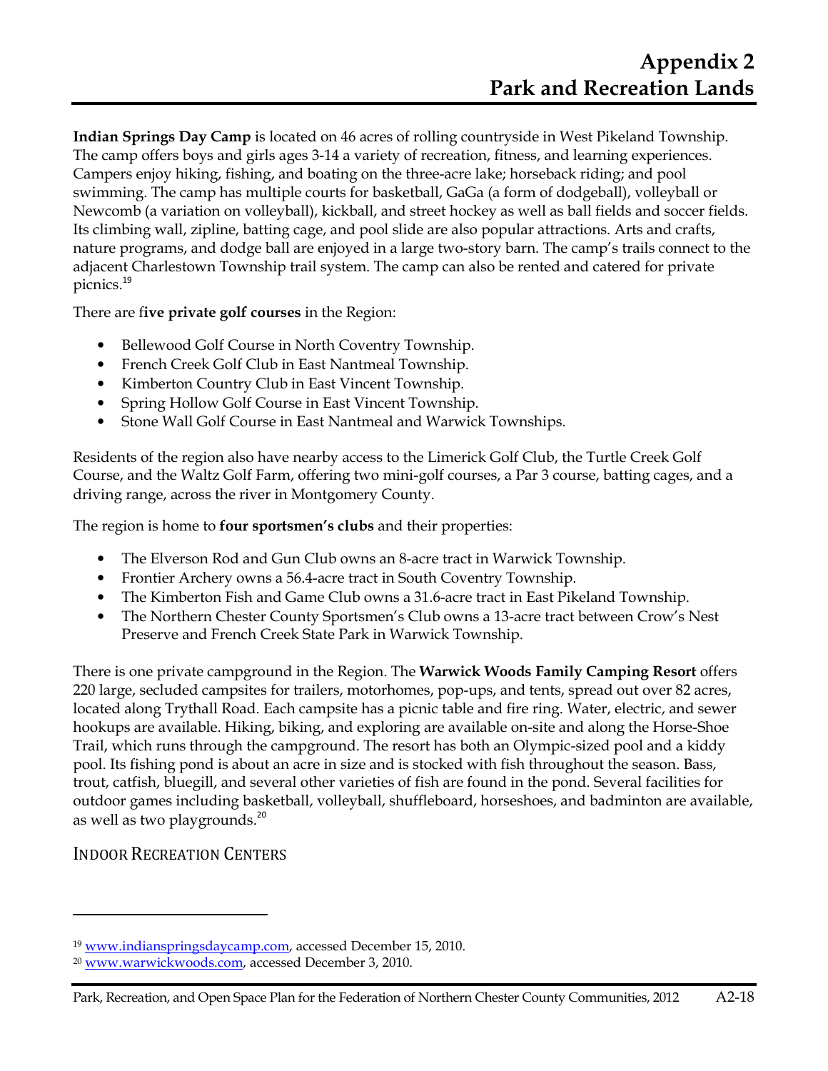**Indian Springs Day Camp** is located on 46 acres of rolling countryside in West Pikeland Township. The camp offers boys and girls ages 3-14 a variety of recreation, fitness, and learning experiences. Campers enjoy hiking, fishing, and boating on the three-acre lake; horseback riding; and pool swimming. The camp has multiple courts for basketball, GaGa (a form of dodgeball), volleyball or Newcomb (a variation on volleyball), kickball, and street hockey as well as ball fields and soccer fields. Its climbing wall, zipline, batting cage, and pool slide are also popular attractions. Arts and crafts, nature programs, and dodge ball are enjoyed in a large two-story barn. The camp's trails connect to the adjacent Charlestown Township trail system. The camp can also be rented and catered for private picnics.[19]

There are f**ive private golf courses** in the Region:

- Bellewood Golf Course in North Coventry Township.
- French Creek Golf Club in East Nantmeal Township.
- Kimberton Country Club in East Vincent Township.
- Spring Hollow Golf Course in East Vincent Township.
- Stone Wall Golf Course in East Nantmeal and Warwick Townships.

Residents of the region also have nearby access to the Limerick Golf Club, the Turtle Creek Golf Course, and the Waltz Golf Farm, offering two mini-golf courses, a Par 3 course, batting cages, and a driving range, across the river in Montgomery County.

The region is home to **four sportsmen's clubs** and their properties:

- The Elverson Rod and Gun Club owns an 8-acre tract in Warwick Township.
- Frontier Archery owns a 56.4-acre tract in South Coventry Township.
- The Kimberton Fish and Game Club owns a 31.6-acre tract in East Pikeland Township.
- The Northern Chester County Sportsmen's Club owns a 13-acre tract between Crow's Nest Preserve and French Creek State Park in Warwick Township.

There is one private campground in the Region. The **Warwick Woods Family Camping Resort** offers 220 large, secluded campsites for trailers, motorhomes, pop-ups, and tents, spread out over 82 acres, located along Trythall Road. Each campsite has a picnic table and fire ring. Water, electric, and sewer hookups are available. Hiking, biking, and exploring are available on-site and along the Horse-Shoe Trail, which runs through the campground. The resort has both an Olympic-sized pool and a kiddy pool. Its fishing pond is about an acre in size and is stocked with fish throughout the season. Bass, trout, catfish, bluegill, and several other varieties of fish are found in the pond. Several facilities for outdoor games including basketball, volleyball, shuffleboard, horseshoes, and badminton are available, as well as two playgrounds.[20]

## Indoor Recreation Centers

---

[19] www.indianspringsdaycamp.com, accessed December 15, 2010.

[20] www.warwickwoods.com, accessed December 3, 2010.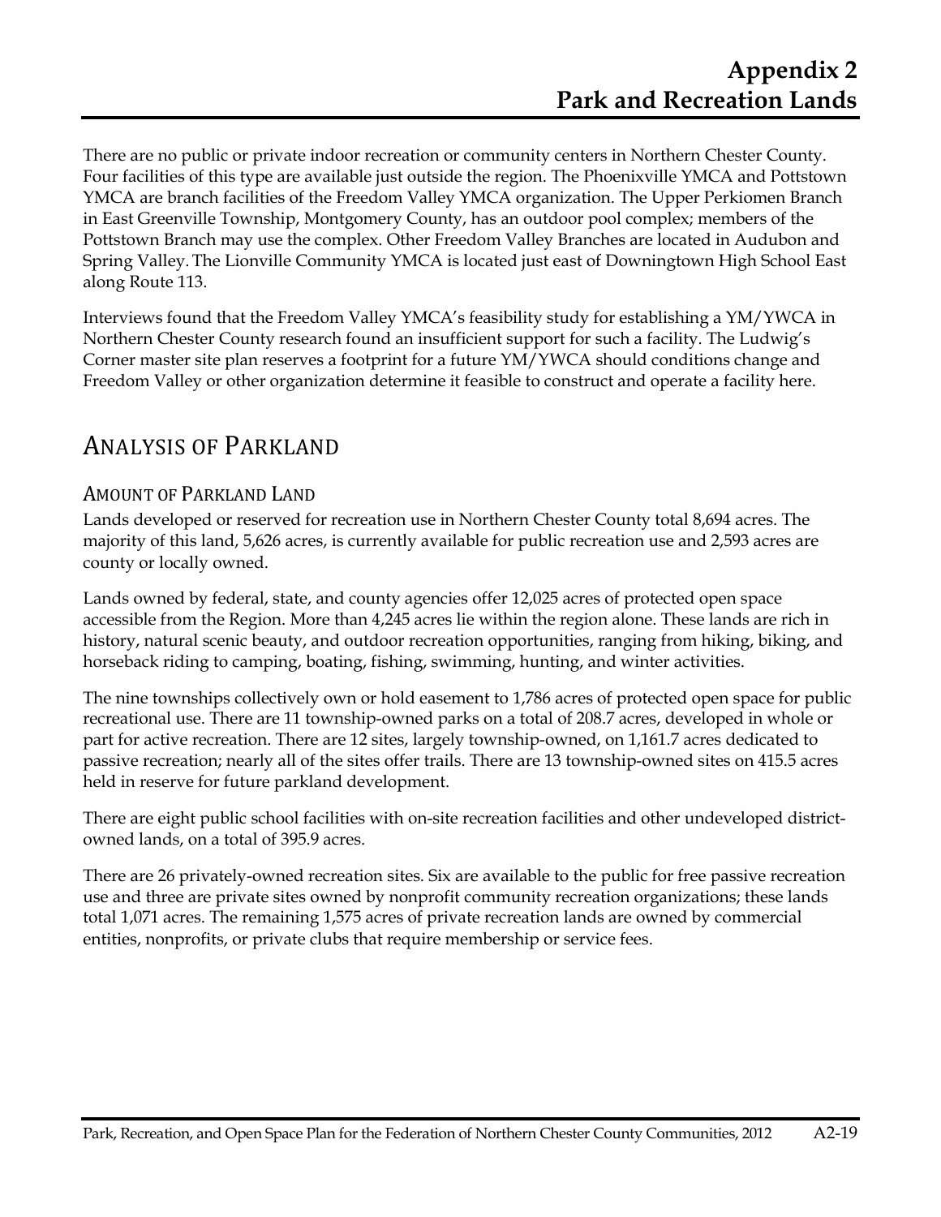There are no public or private indoor recreation or community centers in Northern Chester County. Four facilities of this type are available just outside the region. The Phoenixville YMCA and Pottstown YMCA are branch facilities of the Freedom Valley YMCA organization. The Upper Perkiomen Branch in East Greenville Township, Montgomery County, has an outdoor pool complex; members of the Pottstown Branch may use the complex. Other Freedom Valley Branches are located in Audubon and Spring Valley. The Lionville Community YMCA is located just east of Downingtown High School East along Route 113.

Interviews found that the Freedom Valley YMCA's feasibility study for establishing a YM/YWCA in Northern Chester County research found an insufficient support for such a facility. The Ludwig's Corner master site plan reserves a footprint for a future YM/YWCA should conditions change and Freedom Valley or other organization determine it feasible to construct and operate a facility here.

## Analysis of Parkland

### Amount of Parkland Land

Lands developed or reserved for recreation use in Northern Chester County total 8,694 acres. The majority of this land, 5,626 acres, is currently available for public recreation use and 2,593 acres are county or locally owned.

Lands owned by federal, state, and county agencies offer 12,025 acres of protected open space accessible from the Region. More than 4,245 acres lie within the region alone. These lands are rich in history, natural scenic beauty, and outdoor recreation opportunities, ranging from hiking, biking, and horseback riding to camping, boating, fishing, swimming, hunting, and winter activities.

The nine townships collectively own or hold easement to 1,786 acres of protected open space for public recreational use. There are 11 township-owned parks on a total of 208.7 acres, developed in whole or part for active recreation. There are 12 sites, largely township-owned, on 1,161.7 acres dedicated to passive recreation; nearly all of the sites offer trails. There are 13 township-owned sites on 415.5 acres held in reserve for future parkland development.

There are eight public school facilities with on-site recreation facilities and other undeveloped district-owned lands, on a total of 395.9 acres.

There are 26 privately-owned recreation sites. Six are available to the public for free passive recreation use and three are private sites owned by nonprofit community recreation organizations; these lands total 1,071 acres. The remaining 1,575 acres of private recreation lands are owned by commercial entities, nonprofits, or private clubs that require membership or service fees.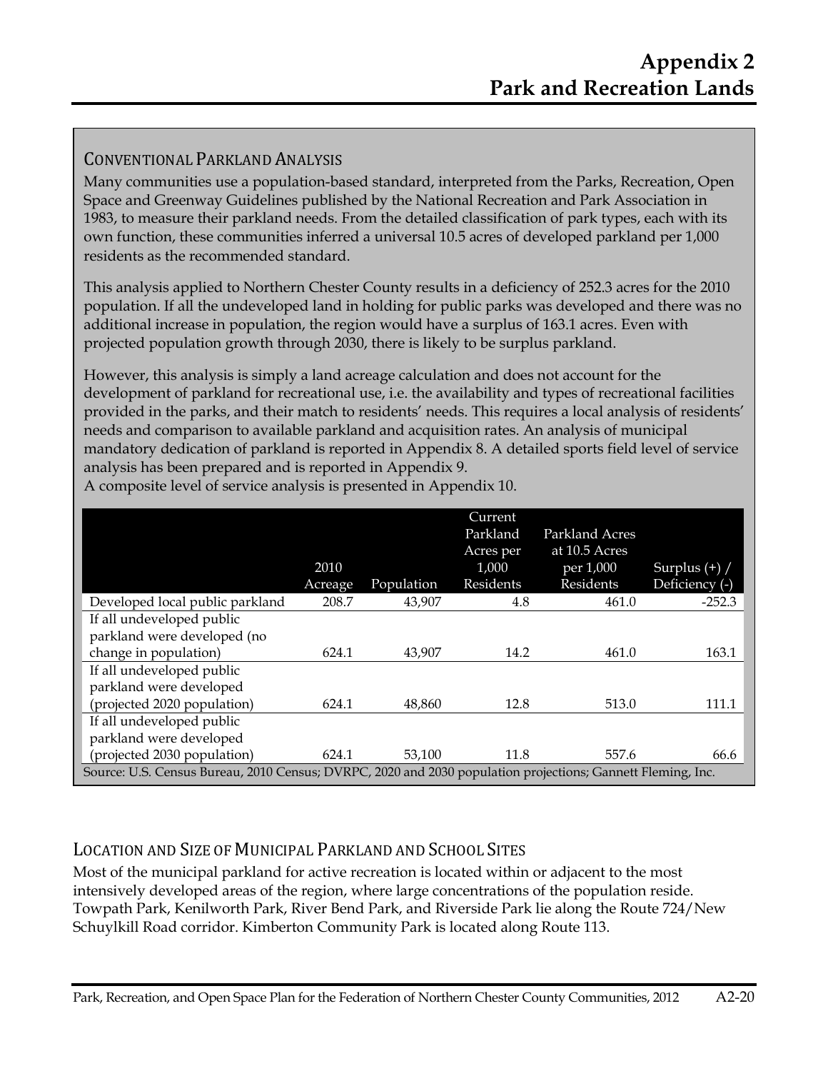# Appendix 2
# Park and Recreation Lands

## CONVENTIONAL PARKLAND ANALYSIS

Many communities use a population-based standard, interpreted from the Parks, Recreation, Open Space and Greenway Guidelines published by the National Recreation and Park Association in 1983, to measure their parkland needs. From the detailed classification of park types, each with its own function, these communities inferred a universal 10.5 acres of developed parkland per 1,000 residents as the recommended standard.

This analysis applied to Northern Chester County results in a deficiency of 252.3 acres for the 2010 population. If all the undeveloped land in holding for public parks was developed and there was no additional increase in population, the region would have a surplus of 163.1 acres. Even with projected population growth through 2030, there is likely to be surplus parkland.

However, this analysis is simply a land acreage calculation and does not account for the development of parkland for recreational use, i.e. the availability and types of recreational facilities provided in the parks, and their match to residents' needs. This requires a local analysis of residents' needs and comparison to available parkland and acquisition rates. An analysis of municipal mandatory dedication of parkland is reported in Appendix 8. A detailed sports field level of service analysis has been prepared and is reported in Appendix 9.
A composite level of service analysis is presented in Appendix 10.

| | 2010 Acreage | Population | Current Parkland Acres per 1,000 Residents | Parkland Acres at 10.5 Acres per 1,000 Residents | Surplus (+) / Deficiency (-) |
|---|---|---|---|---|---|
| Developed local public parkland | 208.7 | 43,907 | 4.8 | 461.0 | -252.3 |
| If all undeveloped public parkland were developed (no change in population) | 624.1 | 43,907 | 14.2 | 461.0 | 163.1 |
| If all undeveloped public parkland were developed (projected 2020 population) | 624.1 | 48,860 | 12.8 | 513.0 | 111.1 |
| If all undeveloped public parkland were developed (projected 2030 population) | 624.1 | 53,100 | 11.8 | 557.6 | 66.6 |

Source: U.S. Census Bureau, 2010 Census; DVRPC, 2020 and 2030 population projections; Gannett Fleming, Inc.

## LOCATION AND SIZE OF MUNICIPAL PARKLAND AND SCHOOL SITES

Most of the municipal parkland for active recreation is located within or adjacent to the most intensively developed areas of the region, where large concentrations of the population reside. Towpath Park, Kenilworth Park, River Bend Park, and Riverside Park lie along the Route 724/New Schuylkill Road corridor. Kimberton Community Park is located along Route 113.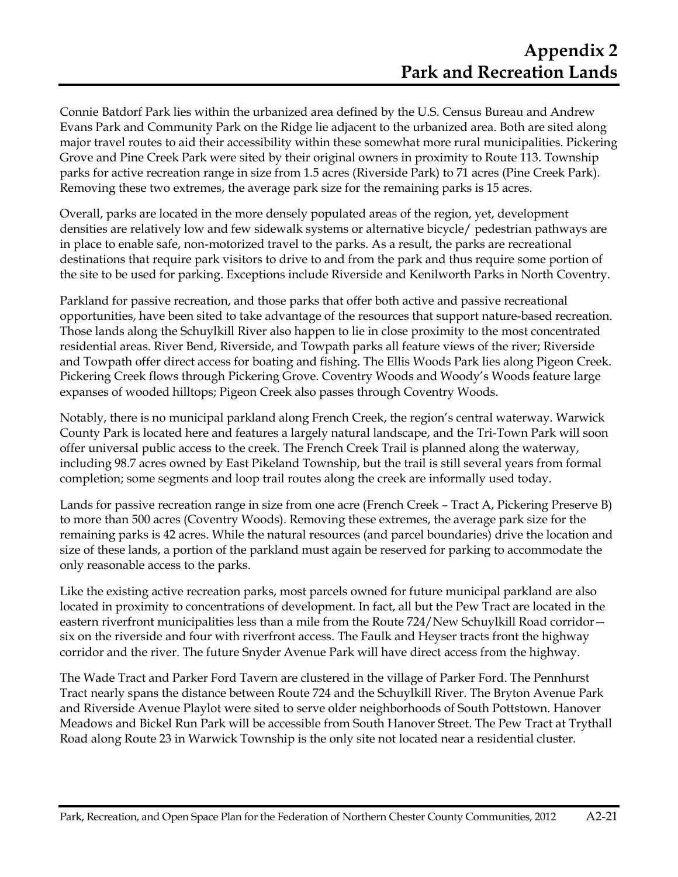# Appendix 2
# Park and Recreation Lands

Connie Batdorf Park lies within the urbanized area defined by the U.S. Census Bureau and Andrew Evans Park and Community Park on the Ridge lie adjacent to the urbanized area. Both are sited along major travel routes to aid their accessibility within these somewhat more rural municipalities. Pickering Grove and Pine Creek Park were sited by their original owners in proximity to Route 113. Township parks for active recreation range in size from 1.5 acres (Riverside Park) to 71 acres (Pine Creek Park). Removing these two extremes, the average park size for the remaining parks is 15 acres.

Overall, parks are located in the more densely populated areas of the region, yet, development densities are relatively low and few sidewalk systems or alternative bicycle/ pedestrian pathways are in place to enable safe, non-motorized travel to the parks. As a result, the parks are recreational destinations that require park visitors to drive to and from the park and thus require some portion of the site to be used for parking. Exceptions include Riverside and Kenilworth Parks in North Coventry.

Parkland for passive recreation, and those parks that offer both active and passive recreational opportunities, have been sited to take advantage of the resources that support nature-based recreation. Those lands along the Schuylkill River also happen to lie in close proximity to the most concentrated residential areas. River Bend, Riverside, and Towpath parks all feature views of the river; Riverside and Towpath offer direct access for boating and fishing. The Ellis Woods Park lies along Pigeon Creek. Pickering Creek flows through Pickering Grove. Coventry Woods and Woody's Woods feature large expanses of wooded hilltops; Pigeon Creek also passes through Coventry Woods.

Notably, there is no municipal parkland along French Creek, the region's central waterway. Warwick County Park is located here and features a largely natural landscape, and the Tri-Town Park will soon offer universal public access to the creek. The French Creek Trail is planned along the waterway, including 98.7 acres owned by East Pikeland Township, but the trail is still several years from formal completion; some segments and loop trail routes along the creek are informally used today.

Lands for passive recreation range in size from one acre (French Creek – Tract A, Pickering Preserve B) to more than 500 acres (Coventry Woods). Removing these extremes, the average park size for the remaining parks is 42 acres. While the natural resources (and parcel boundaries) drive the location and size of these lands, a portion of the parkland must again be reserved for parking to accommodate the only reasonable access to the parks.

Like the existing active recreation parks, most parcels owned for future municipal parkland are also located in proximity to concentrations of development. In fact, all but the Pew Tract are located in the eastern riverfront municipalities less than a mile from the Route 724/New Schuylkill Road corridor—six on the riverside and four with riverfront access. The Faulk and Heyser tracts front the highway corridor and the river. The future Snyder Avenue Park will have direct access from the highway.

The Wade Tract and Parker Ford Tavern are clustered in the village of Parker Ford. The Pennhurst Tract nearly spans the distance between Route 724 and the Schuylkill River. The Bryton Avenue Park and Riverside Avenue Playlot were sited to serve older neighborhoods of South Pottstown. Hanover Meadows and Bickel Run Park will be accessible from South Hanover Street. The Pew Tract at Trythall Road along Route 23 in Warwick Township is the only site not located near a residential cluster.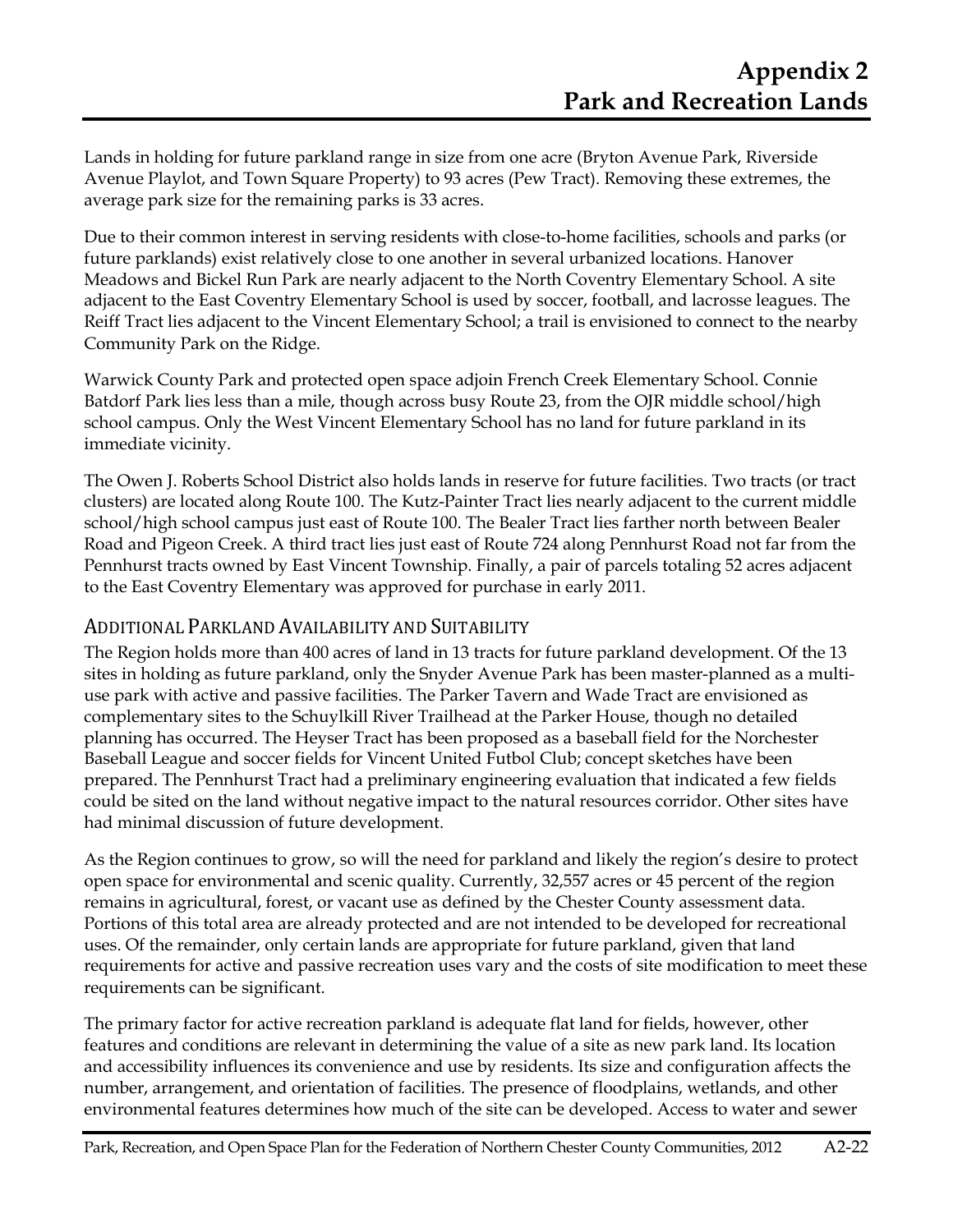Lands in holding for future parkland range in size from one acre (Bryton Avenue Park, Riverside Avenue Playlot, and Town Square Property) to 93 acres (Pew Tract). Removing these extremes, the average park size for the remaining parks is 33 acres.

Due to their common interest in serving residents with close-to-home facilities, schools and parks (or future parklands) exist relatively close to one another in several urbanized locations. Hanover Meadows and Bickel Run Park are nearly adjacent to the North Coventry Elementary School. A site adjacent to the East Coventry Elementary School is used by soccer, football, and lacrosse leagues. The Reiff Tract lies adjacent to the Vincent Elementary School; a trail is envisioned to connect to the nearby Community Park on the Ridge.

Warwick County Park and protected open space adjoin French Creek Elementary School. Connie Batdorf Park lies less than a mile, though across busy Route 23, from the OJR middle school/high school campus. Only the West Vincent Elementary School has no land for future parkland in its immediate vicinity.

The Owen J. Roberts School District also holds lands in reserve for future facilities. Two tracts (or tract clusters) are located along Route 100. The Kutz-Painter Tract lies nearly adjacent to the current middle school/high school campus just east of Route 100. The Bealer Tract lies farther north between Bealer Road and Pigeon Creek. A third tract lies just east of Route 724 along Pennhurst Road not far from the Pennhurst tracts owned by East Vincent Township. Finally, a pair of parcels totaling 52 acres adjacent to the East Coventry Elementary was approved for purchase in early 2011.

## Additional Parkland Availability and Suitability

The Region holds more than 400 acres of land in 13 tracts for future parkland development. Of the 13 sites in holding as future parkland, only the Snyder Avenue Park has been master-planned as a multi-use park with active and passive facilities. The Parker Tavern and Wade Tract are envisioned as complementary sites to the Schuylkill River Trailhead at the Parker House, though no detailed planning has occurred. The Heyser Tract has been proposed as a baseball field for the Norchester Baseball League and soccer fields for Vincent United Futbol Club; concept sketches have been prepared. The Pennhurst Tract had a preliminary engineering evaluation that indicated a few fields could be sited on the land without negative impact to the natural resources corridor. Other sites have had minimal discussion of future development.

As the Region continues to grow, so will the need for parkland and likely the region's desire to protect open space for environmental and scenic quality. Currently, 32,557 acres or 45 percent of the region remains in agricultural, forest, or vacant use as defined by the Chester County assessment data. Portions of this total area are already protected and are not intended to be developed for recreational uses. Of the remainder, only certain lands are appropriate for future parkland, given that land requirements for active and passive recreation uses vary and the costs of site modification to meet these requirements can be significant.

The primary factor for active recreation parkland is adequate flat land for fields, however, other features and conditions are relevant in determining the value of a site as new park land. Its location and accessibility influences its convenience and use by residents. Its size and configuration affects the number, arrangement, and orientation of facilities. The presence of floodplains, wetlands, and other environmental features determines how much of the site can be developed. Access to water and sewer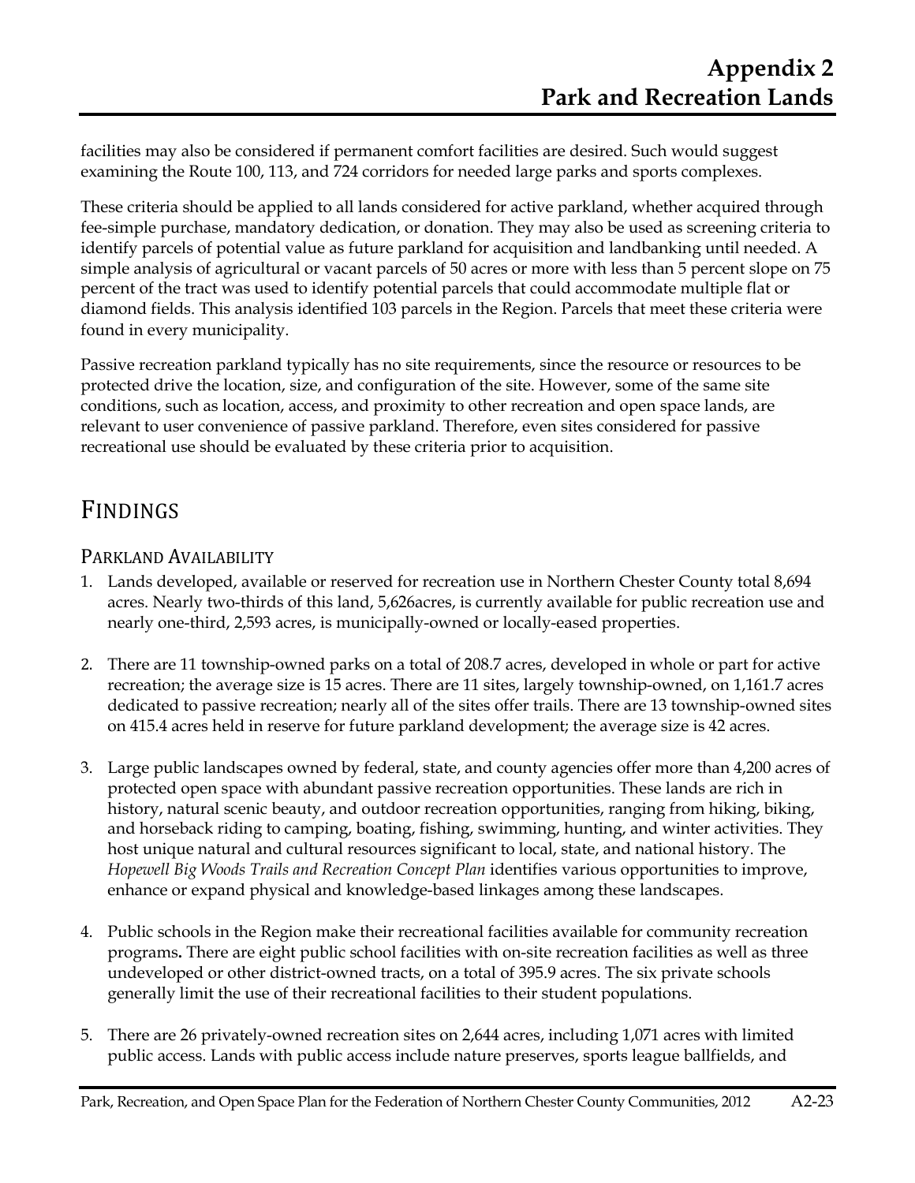facilities may also be considered if permanent comfort facilities are desired. Such would suggest examining the Route 100, 113, and 724 corridors for needed large parks and sports complexes.

These criteria should be applied to all lands considered for active parkland, whether acquired through fee-simple purchase, mandatory dedication, or donation. They may also be used as screening criteria to identify parcels of potential value as future parkland for acquisition and landbanking until needed. A simple analysis of agricultural or vacant parcels of 50 acres or more with less than 5 percent slope on 75 percent of the tract was used to identify potential parcels that could accommodate multiple flat or diamond fields. This analysis identified 103 parcels in the Region. Parcels that meet these criteria were found in every municipality.

Passive recreation parkland typically has no site requirements, since the resource or resources to be protected drive the location, size, and configuration of the site. However, some of the same site conditions, such as location, access, and proximity to other recreation and open space lands, are relevant to user convenience of passive parkland. Therefore, even sites considered for passive recreational use should be evaluated by these criteria prior to acquisition.

# FINDINGS

## PARKLAND AVAILABILITY

1. Lands developed, available or reserved for recreation use in Northern Chester County total 8,694 acres. Nearly two-thirds of this land, 5,626acres, is currently available for public recreation use and nearly one-third, 2,593 acres, is municipally-owned or locally-eased properties.

2. There are 11 township-owned parks on a total of 208.7 acres, developed in whole or part for active recreation; the average size is 15 acres. There are 11 sites, largely township-owned, on 1,161.7 acres dedicated to passive recreation; nearly all of the sites offer trails. There are 13 township-owned sites on 415.4 acres held in reserve for future parkland development; the average size is 42 acres.

3. Large public landscapes owned by federal, state, and county agencies offer more than 4,200 acres of protected open space with abundant passive recreation opportunities. These lands are rich in history, natural scenic beauty, and outdoor recreation opportunities, ranging from hiking, biking, and horseback riding to camping, boating, fishing, swimming, hunting, and winter activities. They host unique natural and cultural resources significant to local, state, and national history. The *Hopewell Big Woods Trails and Recreation Concept Plan* identifies various opportunities to improve, enhance or expand physical and knowledge-based linkages among these landscapes.

4. Public schools in the Region make their recreational facilities available for community recreation programs**.** There are eight public school facilities with on-site recreation facilities as well as three undeveloped or other district-owned tracts, on a total of 395.9 acres. The six private schools generally limit the use of their recreational facilities to their student populations.

5. There are 26 privately-owned recreation sites on 2,644 acres, including 1,071 acres with limited public access. Lands with public access include nature preserves, sports league ballfields, and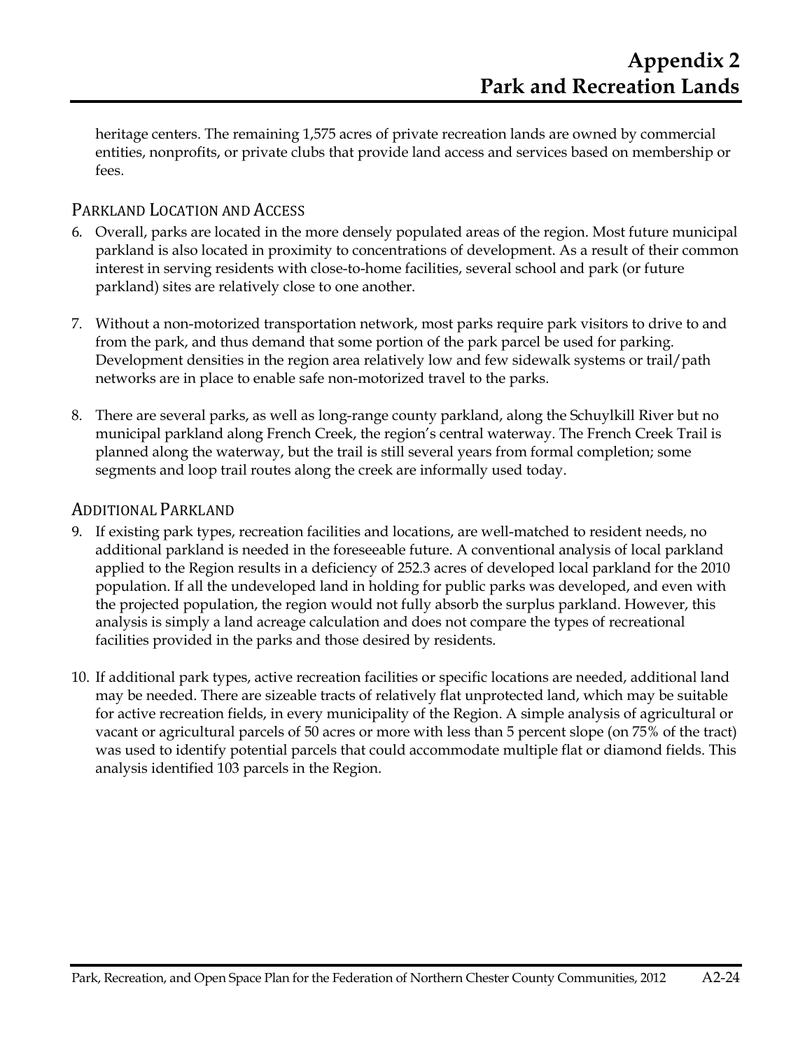heritage centers. The remaining 1,575 acres of private recreation lands are owned by commercial entities, nonprofits, or private clubs that provide land access and services based on membership or fees.

## Parkland Location and Access

6. Overall, parks are located in the more densely populated areas of the region. Most future municipal parkland is also located in proximity to concentrations of development. As a result of their common interest in serving residents with close-to-home facilities, several school and park (or future parkland) sites are relatively close to one another.

7. Without a non-motorized transportation network, most parks require park visitors to drive to and from the park, and thus demand that some portion of the park parcel be used for parking. Development densities in the region area relatively low and few sidewalk systems or trail/path networks are in place to enable safe non-motorized travel to the parks.

8. There are several parks, as well as long-range county parkland, along the Schuylkill River but no municipal parkland along French Creek, the region's central waterway. The French Creek Trail is planned along the waterway, but the trail is still several years from formal completion; some segments and loop trail routes along the creek are informally used today.

## Additional Parkland

9. If existing park types, recreation facilities and locations, are well-matched to resident needs, no additional parkland is needed in the foreseeable future. A conventional analysis of local parkland applied to the Region results in a deficiency of 252.3 acres of developed local parkland for the 2010 population. If all the undeveloped land in holding for public parks was developed, and even with the projected population, the region would not fully absorb the surplus parkland. However, this analysis is simply a land acreage calculation and does not compare the types of recreational facilities provided in the parks and those desired by residents.

10. If additional park types, active recreation facilities or specific locations are needed, additional land may be needed. There are sizeable tracts of relatively flat unprotected land, which may be suitable for active recreation fields, in every municipality of the Region. A simple analysis of agricultural or vacant or agricultural parcels of 50 acres or more with less than 5 percent slope (on 75% of the tract) was used to identify potential parcels that could accommodate multiple flat or diamond fields. This analysis identified 103 parcels in the Region.